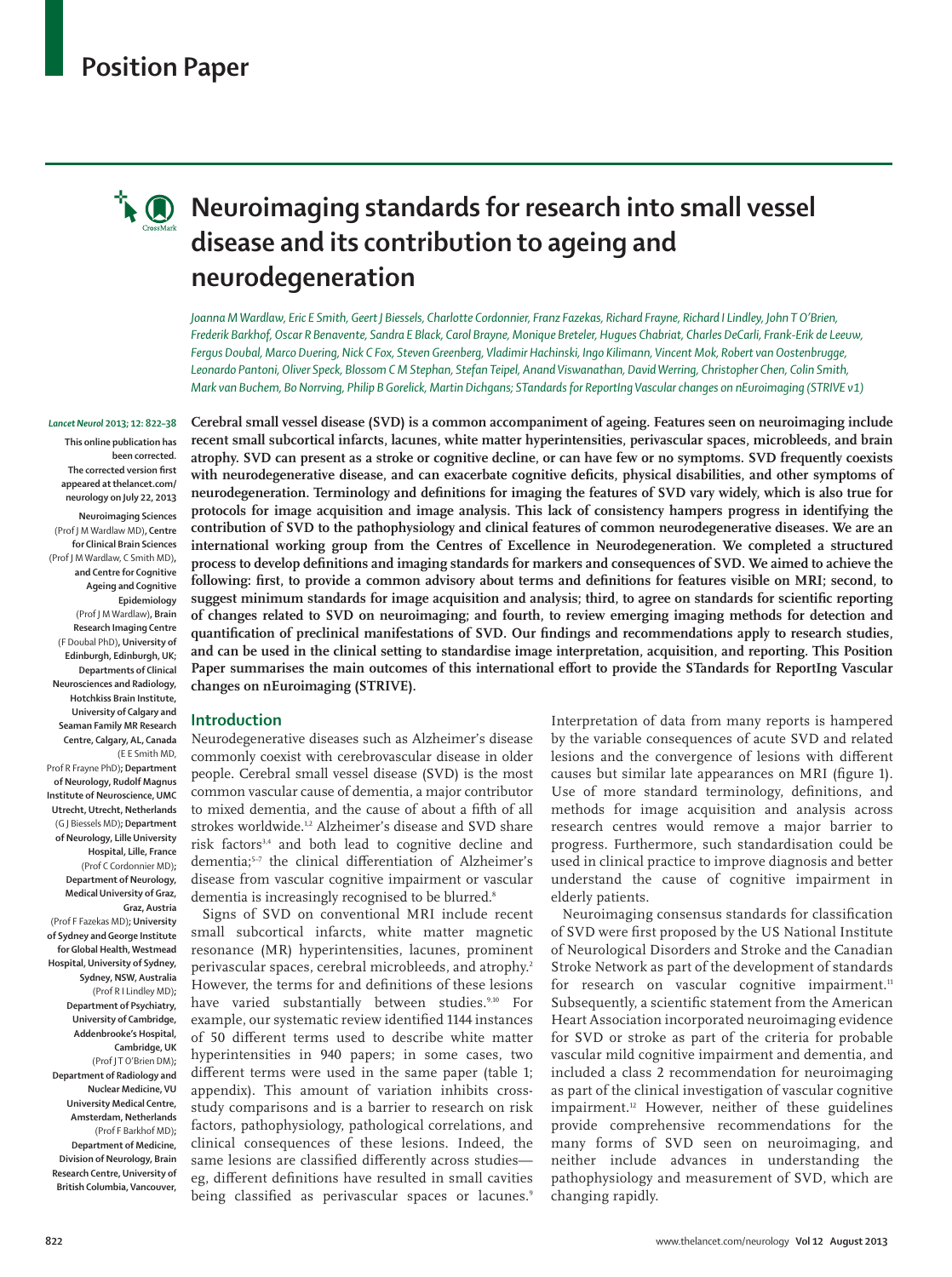# Neuroimaging standards for research into small vessel disease and its contribution to ageing and neurodegeneration

*Joanna M Wardlaw, Eric E Smith, Geert J Biessels, Charlotte Cordonnier, Franz Fazekas, Richard Frayne, Richard I Lindley, John T O'Brien, Frederik Barkhof, Oscar R Benavente, Sandra E Black, Carol Brayne, Monique Breteler, Hugues Chabriat, Charles DeCarli, Frank-Erik de Leeuw, Fergus Doubal, Marco Duering, Nick C Fox, Steven Greenberg, Vladimir Hachinski, Ingo Kilimann, Vincent Mok, Robert van Oostenbrugge, Leonardo Pantoni, Oliver Speck, Blossom C M Stephan, Stefan Teipel, Anand Viswanathan, David Werring, Christopher Chen, Colin Smith, Mark van Buchem, Bo Norrving, Philip B Gorelick, Martin Dichgans; STandards for ReportIng Vascular changes on nEuroimaging (STRIVE v1)*

*Lancet Neurol* **2013; 12: 822–38**

This online publication has been corrected. The corrected version first appeared at thelancet.com/neurology on July 22, 2013

**Neuroimaging Sciences** (Prof J M Wardlaw MD)**, Centre for Clinical Brain Sciences** (Prof J M Wardlaw, C Smith MD)**, and Centre for Cognitive Ageing and Cognitive Epidemiology** (Prof J M Wardlaw)**, Brain Research Imaging Centre** (F Doubal PhD)**, University of Edinburgh, Edinburgh, UK; Departments of Clinical Neurosciences and Radiology, Hotchkiss Brain Institute, University of Calgary and Seaman Family MR Research Centre, Calgary, AL, Canada** (E E Smith MD, Prof R Frayne PhD)**; Department of Neurology, Rudolf Magnus Institute of Neuroscience, UMC Utrecht, Utrecht, Netherlands** (G J Biessels MD)**; Department of Neurology, Lille University Hospital, Lille, France** (Prof C Cordonnier MD)**; Department of Neurology, Medical University of Graz, Graz, Austria** (Prof F Fazekas MD)**; University of Sydney and George Institute for Global Health, Westmead Hospital, University of Sydney, Sydney, NSW, Australia** (Prof R I Lindley MD)**; Department of Psychiatry, University of Cambridge, Addenbrooke's Hospital, Cambridge, UK** (Prof J T O'Brien DM)**; Department of Radiology and Nuclear Medicine, VU University Medical Centre, Amsterdam, Netherlands** (Prof F Barkhof MD)**; Department of Medicine, Division of Neurology, Brain Research Centre, University of British Columbia, Vancouver,**

**Cerebral small vessel disease (SVD) is a common accompaniment of ageing. Features seen on neuroimaging include recent small subcortical infarcts, lacunes, white matter hyperintensities, perivascular spaces, microbleeds, and brain atrophy. SVD can present as a stroke or cognitive decline, or can have few or no symptoms. SVD frequently coexists with neurodegenerative disease, and can exacerbate cognitive deficits, physical disabilities, and other symptoms of neurodegeneration. Terminology and definitions for imaging the features of SVD vary widely, which is also true for protocols for image acquisition and image analysis. This lack of consistency hampers progress in identifying the contribution of SVD to the pathophysiology and clinical features of common neurodegenerative diseases. We are an international working group from the Centres of Excellence in Neurodegeneration. We completed a structured process to develop definitions and imaging standards for markers and consequences of SVD. We aimed to achieve the following: first, to provide a common advisory about terms and definitions for features visible on MRI; second, to suggest minimum standards for image acquisition and analysis; third, to agree on standards for scientific reporting of changes related to SVD on neuroimaging; and fourth, to review emerging imaging methods for detection and quantification of preclinical manifestations of SVD. Our findings and recommendations apply to research studies, and can be used in the clinical setting to standardise image interpretation, acquisition, and reporting. This Position Paper summarises the main outcomes of this international effort to provide the STandards for ReportIng Vascular changes on nEuroimaging (STRIVE).**

## Introduction

Neurodegenerative diseases such as Alzheimer's disease commonly coexist with cerebrovascular disease in older people. Cerebral small vessel disease (SVD) is the most common vascular cause of dementia, a major contributor to mixed dementia, and the cause of about a fifth of all strokes worldwide.[1,2] Alzheimer's disease and SVD share risk factors[3,4] and both lead to cognitive decline and dementia;[5–7] the clinical differentiation of Alzheimer's disease from vascular cognitive impairment or vascular dementia is increasingly recognised to be blurred.[8]

Signs of SVD on conventional MRI include recent small subcortical infarcts, white matter magnetic resonance (MR) hyperintensities, lacunes, prominent perivascular spaces, cerebral microbleeds, and atrophy.[2] However, the terms for and definitions of these lesions have varied substantially between studies.[9,10] For example, our systematic review identified 1144 instances of 50 different terms used to describe white matter hyperintensities in 940 papers; in some cases, two different terms were used in the same paper (table 1; appendix). This amount of variation inhibits cross-study comparisons and is a barrier to research on risk factors, pathophysiology, pathological correlations, and clinical consequences of these lesions. Indeed, the same lesions are classified differently across studies—eg, different definitions have resulted in small cavities being classified as perivascular spaces or lacunes.[9]

Interpretation of data from many reports is hampered by the variable consequences of acute SVD and related lesions and the convergence of lesions with different causes but similar late appearances on MRI (figure 1). Use of more standard terminology, definitions, and methods for image acquisition and analysis across research centres would remove a major barrier to progress. Furthermore, such standardisation could be used in clinical practice to improve diagnosis and better understand the cause of cognitive impairment in elderly patients.

Neuroimaging consensus standards for classification of SVD were first proposed by the US National Institute of Neurological Disorders and Stroke and the Canadian Stroke Network as part of the development of standards for research on vascular cognitive impairment.[11] Subsequently, a scientific statement from the American Heart Association incorporated neuroimaging evidence for SVD or stroke as part of the criteria for probable vascular mild cognitive impairment and dementia, and included a class 2 recommendation for neuroimaging as part of the clinical investigation of vascular cognitive impairment.[12] However, neither of these guidelines provide comprehensive recommendations for the many forms of SVD seen on neuroimaging, and neither include advances in understanding the pathophysiology and measurement of SVD, which are changing rapidly.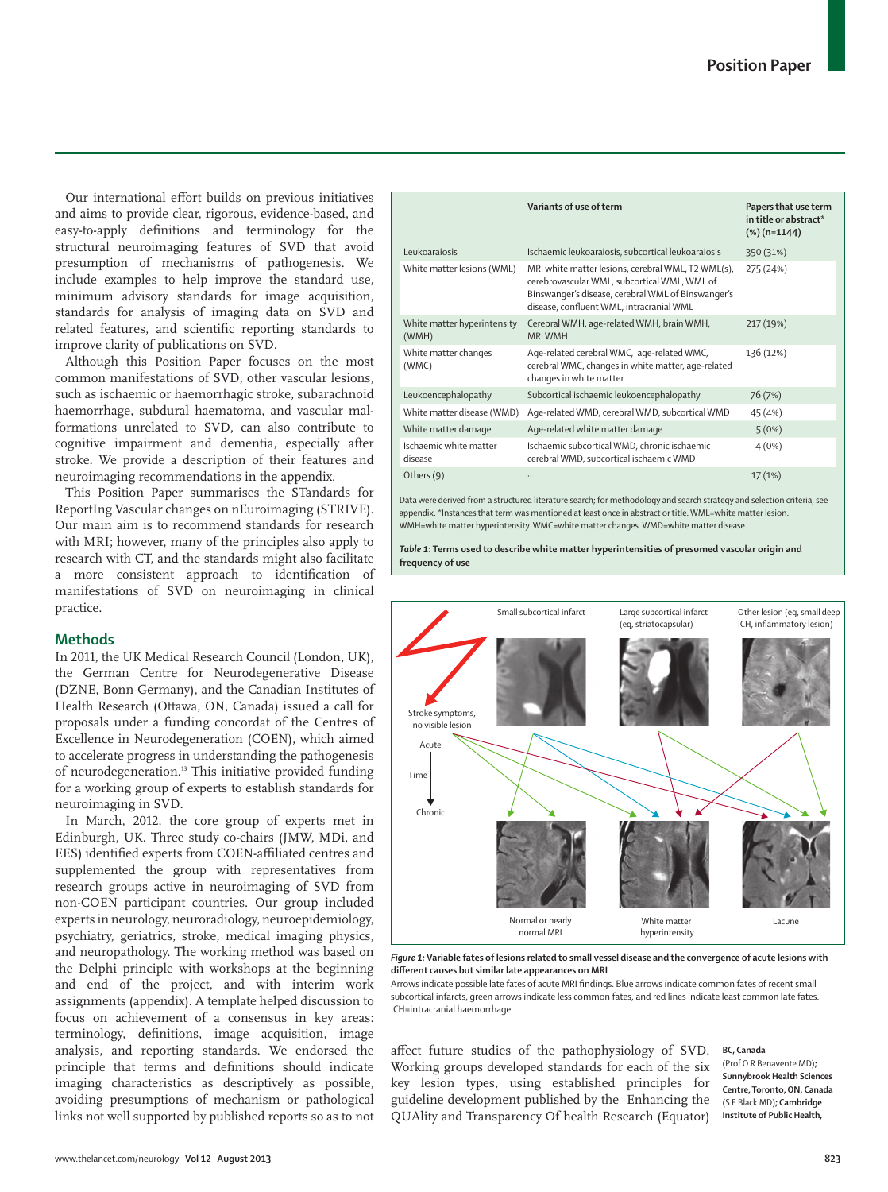Our international effort builds on previous initiatives and aims to provide clear, rigorous, evidence-based, and easy-to-apply definitions and terminology for the structural neuroimaging features of SVD that avoid presumption of mechanisms of pathogenesis. We include examples to help improve the standard use, minimum advisory standards for image acquisition, standards for analysis of imaging data on SVD and related features, and scientific reporting standards to improve clarity of publications on SVD.

Although this Position Paper focuses on the most common manifestations of SVD, other vascular lesions, such as ischaemic or haemorrhagic stroke, subarachnoid haemorrhage, subdural haematoma, and vascular malformations unrelated to SVD, can also contribute to cognitive impairment and dementia, especially after stroke. We provide a description of their features and neuroimaging recommendations in the appendix.

This Position Paper summarises the STandards for ReportIng Vascular changes on nEuroimaging (STRIVE). Our main aim is to recommend standards for research with MRI; however, many of the principles also apply to research with CT, and the standards might also facilitate a more consistent approach to identification of manifestations of SVD on neuroimaging in clinical practice.

## Methods

In 2011, the UK Medical Research Council (London, UK), the German Centre for Neurodegenerative Disease (DZNE, Bonn Germany), and the Canadian Institutes of Health Research (Ottawa, ON, Canada) issued a call for proposals under a funding concordat of the Centres of Excellence in Neurodegeneration (COEN), which aimed to accelerate progress in understanding the pathogenesis of neurodegeneration.[13] This initiative provided funding for a working group of experts to establish standards for neuroimaging in SVD.

In March, 2012, the core group of experts met in Edinburgh, UK. Three study co-chairs (JMW, MDi, and EES) identified experts from COEN-affiliated centres and supplemented the group with representatives from research groups active in neuroimaging of SVD from non-COEN participant countries. Our group included experts in neurology, neuroradiology, neuroepidemiology, psychiatry, geriatrics, stroke, medical imaging physics, and neuropathology. The working method was based on the Delphi principle with workshops at the beginning and end of the project, and with interim work assignments (appendix). A template helped discussion to focus on achievement of a consensus in key areas: terminology, definitions, image acquisition, image analysis, and reporting standards. We endorsed the principle that terms and definitions should indicate imaging characteristics as descriptively as possible, avoiding presumptions of mechanism or pathological links not well supported by published reports so as to not affect future studies of the pathophysiology of SVD. Working groups developed standards for each of the six key lesion types, using established principles for guideline development published by the Enhancing the QUAlity and Transparency Of health Research (Equator)

| | Variants of use of term | Papers that use term in title or abstract* (%) (n=1144) |
|---|---|---|
| Leukoaraiosis | Ischaemic leukoaraiosis, subcortical leukoaraiosis | 350 (31%) |
| White matter lesions (WML) | MRI white matter lesions, cerebral WML, T2 WML(s), cerebrovascular WML, subcortical WML, WML of Binswanger's disease, cerebral WML of Binswanger's disease, confluent WML, intracranial WML | 275 (24%) |
| White matter hyperintensity (WMH) | Cerebral WMH, age-related WMH, brain WMH, MRI WMH | 217 (19%) |
| White matter changes (WMC) | Age-related cerebral WMC, age-related WMC, cerebral WMC, changes in white matter, age-related changes in white matter | 136 (12%) |
| Leukoencephalopathy | Subcortical ischaemic leukoencephalopathy | 76 (7%) |
| White matter disease (WMD) | Age-related WMD, cerebral WMD, subcortical WMD | 45 (4%) |
| White matter damage | Age-related white matter damage | 5 (0%) |
| Ischaemic white matter disease | Ischaemic subcortical WMD, chronic ischaemic cerebral WMD, subcortical ischaemic WMD | 4 (0%) |
| Others (9) | .. | 17 (1%) |

Data were derived from a structured literature search; for methodology and search strategy and selection criteria, see appendix. *Instances that term was mentioned at least once in abstract or title. WML=white matter lesion. WMH=white matter hyperintensity. WMC=white matter changes. WMD=white matter disease.

***Table 1:*** **Terms used to describe white matter hyperintensities of presumed vascular origin and frequency of use**

***Figure 1:*** **Variable fates of lesions related to small vessel disease and the convergence of acute lesions with different causes but similar late appearances on MRI**

Arrows indicate possible late fates of acute MRI findings. Blue arrows indicate common fates of recent small subcortical infarcts, green arrows indicate less common fates, and red lines indicate least common late fates. ICH=intracranial haemorrhage.

**BC, Canada** (Prof O R Benavente MD); **Sunnybrook Health Sciences Centre, Toronto, ON, Canada** (S E Black MD); **Cambridge Institute of Public Health,**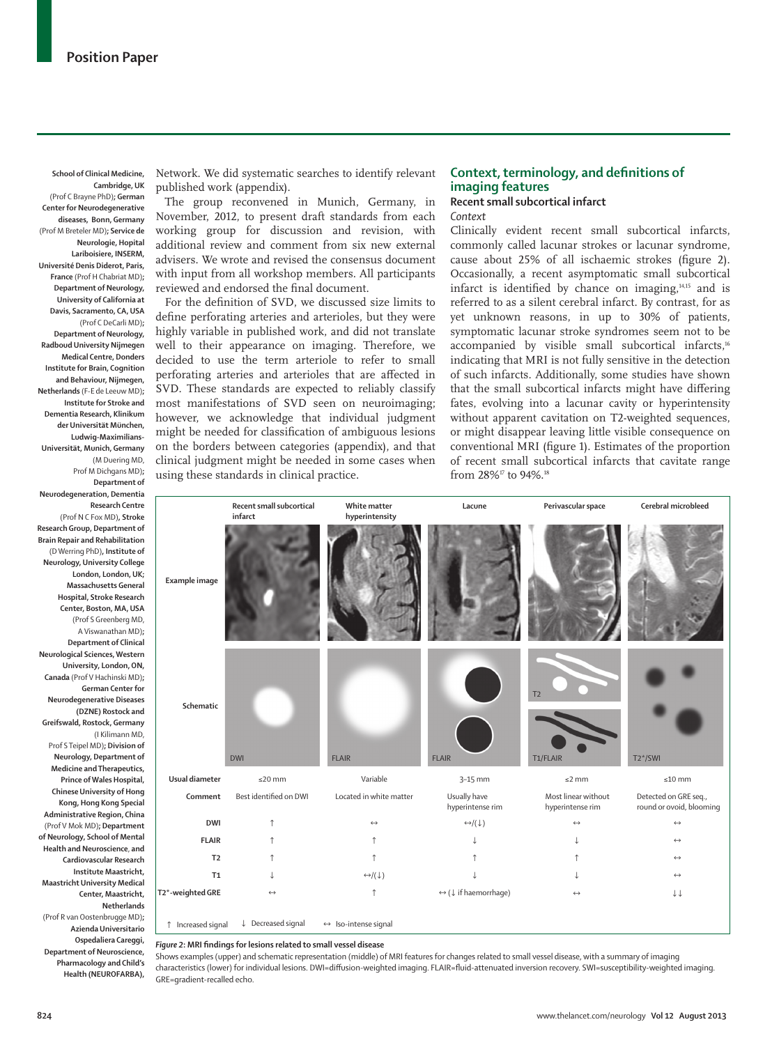School of Clinical Medicine, Cambridge, UK (Prof C Brayne PhD); German Center for Neurodegenerative diseases, Bonn, Germany (Prof M Breteler MD); Service de Neurologie, Hopital Lariboisiere, INSERM, Université Denis Diderot, Paris, France (Prof H Chabriat MD); Department of Neurology, University of California at Davis, Sacramento, CA, USA (Prof C DeCarli MD); Department of Neurology, Radboud University Nijmegen Medical Centre, Donders Institute for Brain, Cognition and Behaviour, Nijmegen, Netherlands (F-E de Leeuw MD); Institute for Stroke and Dementia Research, Klinikum der Universität München, Ludwig-Maximilians-Universität, Munich, Germany (M Duering MD, Prof M Dichgans MD); Department of Neurodegeneration, Dementia Research Centre (Prof N C Fox MD), Stroke Research Group, Department of Brain Repair and Rehabilitation (D Werring PhD), Institute of Neurology, University College London, London, UK; Massachusetts General Hospital, Stroke Research Center, Boston, MA, USA (Prof S Greenberg MD, A Viswanathan MD); Department of Clinical Neurological Sciences, Western University, London, ON, Canada (Prof V Hachinski MD); German Center for Neurodegenerative Diseases (DZNE) Rostock and Greifswald, Rostock, Germany (I Kilimann MD, Prof S Teipel MD); Division of Neurology, Department of Medicine and Therapeutics, Prince of Wales Hospital, Chinese University of Hong Kong, Hong Kong Special Administrative Region, China (Prof V Mok MD); Department of Neurology, School of Mental Health and Neuroscience, and Cardiovascular Research Institute Maastricht, Maastricht University Medical Center, Maastricht, Netherlands (Prof R van Oostenbrugge MD); Azienda Universitario Ospedaliera Careggi, Department of Neuroscience, Pharmacology and Child's Health (NEUROFARBA),

Network. We did systematic searches to identify relevant published work (appendix).

The group reconvened in Munich, Germany, in November, 2012, to present draft standards from each working group for discussion and revision, with additional review and comment from six new external advisers. We wrote and revised the consensus document with input from all workshop members. All participants reviewed and endorsed the final document.

For the definition of SVD, we discussed size limits to define perforating arteries and arterioles, but they were highly variable in published work, and did not translate well to their appearance on imaging. Therefore, we decided to use the term arteriole to refer to small perforating arteries and arterioles that are affected in SVD. These standards are expected to reliably classify most manifestations of SVD seen on neuroimaging; however, we acknowledge that individual judgment might be needed for classification of ambiguous lesions on the borders between categories (appendix), and that clinical judgment might be needed in some cases when using these standards in clinical practice.

## Context, terminology, and definitions of imaging features

### Recent small subcortical infarct

*Context*

Clinically evident recent small subcortical infarcts, commonly called lacunar strokes or lacunar syndrome, cause about 25% of all ischaemic strokes (figure 2). Occasionally, a recent asymptomatic small subcortical infarct is identified by chance on imaging,[14,15] and is referred to as a silent cerebral infarct. By contrast, for as yet unknown reasons, in up to 30% of patients, symptomatic lacunar stroke syndromes seem not to be accompanied by visible small subcortical infarcts,[16] indicating that MRI is not fully sensitive in the detection of such infarcts. Additionally, some studies have shown that the small subcortical infarcts might have differing fates, evolving into a lacunar cavity or hyperintensity without apparent cavitation on T2-weighted sequences, or might disappear leaving little visible consequence on conventional MRI (figure 1). Estimates of the proportion of recent small subcortical infarcts that cavitate range from 28%[17] to 94%.[18]

| | Recent small subcortical infarct | White matter hyperintensity | Lacune | Perivascular space | Cerebral microbleed |
|---|---|---|---|---|---|
| Example image | | | | | |
| Schematic | DWI | FLAIR | FLAIR | T2; T1/FLAIR | T2*/SWI |
| Usual diameter | ≤20 mm | Variable | 3–15 mm | ≤2 mm | ≤10 mm |
| Comment | Best identified on DWI | Located in white matter | Usually have hyperintense rim | Most linear without hyperintense rim | Detected on GRE seq., round or ovoid, blooming |
| DWI | ↑ | ↔ | ↔/(↓) | ↔ | ↔ |
| FLAIR | ↑ | ↑ | ↓ | ↓ | ↔ |
| T2 | ↑ | ↑ | ↑ | ↑ | ↔ |
| T1 | ↓ | ↔/(↓) | ↓ | ↓ | ↔ |
| T2*-weighted GRE | ↔ | ↑ | ↔ (↓ if haemorrhage) | ↔ | ↓↓ |

↑ Increased signal ↓ Decreased signal ↔ Iso-intense signal

*Figure 2:* **MRI findings for lesions related to small vessel disease**
Shows examples (upper) and schematic representation (middle) of MRI features for changes related to small vessel disease, with a summary of imaging characteristics (lower) for individual lesions. DWI=diffusion-weighted imaging. FLAIR=fluid-attenuated inversion recovery. SWI=susceptibility-weighted imaging. GRE=gradient-recalled echo.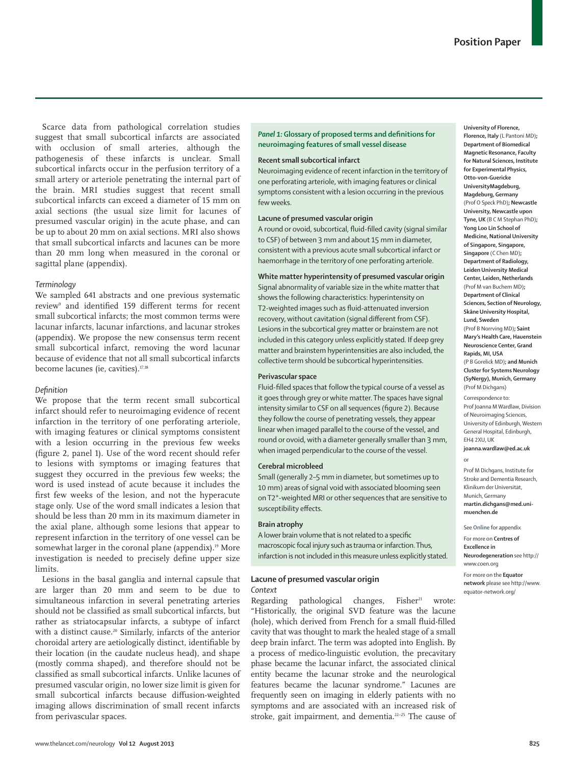Scarce data from pathological correlation studies suggest that small subcortical infarcts are associated with occlusion of small arteries, although the pathogenesis of these infarcts is unclear. Small subcortical infarcts occur in the perfusion territory of a small artery or arteriole penetrating the internal part of the brain. MRI studies suggest that recent small subcortical infarcts can exceed a diameter of 15 mm on axial sections (the usual size limit for lacunes of presumed vascular origin) in the acute phase, and can be up to about 20 mm on axial sections. MRI also shows that small subcortical infarcts and lacunes can be more than 20 mm long when measured in the coronal or sagittal plane (appendix).

### *Terminology*

We sampled 641 abstracts and one previous systematic review[9] and identified 159 different terms for recent small subcortical infarcts; the most common terms were lacunar infarcts, lacunar infarctions, and lacunar strokes (appendix). We propose the new consensus term recent small subcortical infarct, removing the word lacunar because of evidence that not all small subcortical infarcts become lacunes (ie, cavities).[17,18]

### *Definition*

We propose that the term recent small subcortical infarct should refer to neuroimaging evidence of recent infarction in the territory of one perforating arteriole, with imaging features or clinical symptoms consistent with a lesion occurring in the previous few weeks (figure 2, panel 1). Use of the word recent should refer to lesions with symptoms or imaging features that suggest they occurred in the previous few weeks; the word is used instead of acute because it includes the first few weeks of the lesion, and not the hyperacute stage only. Use of the word small indicates a lesion that should be less than 20 mm in its maximum diameter in the axial plane, although some lesions that appear to represent infarction in the territory of one vessel can be somewhat larger in the coronal plane (appendix).[19] More investigation is needed to precisely define upper size limits.

Lesions in the basal ganglia and internal capsule that are larger than 20 mm and seem to be due to simultaneous infarction in several penetrating arteries should not be classified as small subcortical infarcts, but rather as striatocapsular infarcts, a subtype of infarct with a distinct cause.[20] Similarly, infarcts of the anterior choroidal artery are aetiologically distinct, identifiable by their location (in the caudate nucleus head), and shape (mostly comma shaped), and therefore should not be classified as small subcortical infarcts. Unlike lacunes of presumed vascular origin, no lower size limit is given for small subcortical infarcts because diffusion-weighted imaging allows discrimination of small recent infarcts from perivascular spaces.

> ***Panel 1:* Glossary of proposed terms and definitions for neuroimaging features of small vessel disease**
>
> **Recent small subcortical infarct**
> Neuroimaging evidence of recent infarction in the territory of one perforating arteriole, with imaging features or clinical symptoms consistent with a lesion occurring in the previous few weeks.
>
> **Lacune of presumed vascular origin**
> A round or ovoid, subcortical, fluid-filled cavity (signal similar to CSF) of between 3 mm and about 15 mm in diameter, consistent with a previous acute small subcortical infarct or haemorrhage in the territory of one perforating arteriole.
>
> **White matter hyperintensity of presumed vascular origin**
> Signal abnormality of variable size in the white matter that shows the following characteristics: hyperintensity on T2-weighted images such as fluid-attenuated inversion recovery, without cavitation (signal different from CSF). Lesions in the subcortical grey matter or brainstem are not included in this category unless explicitly stated. If deep grey matter and brainstem hyperintensities are also included, the collective term should be subcortical hyperintensities.
>
> **Perivascular space**
> Fluid-filled spaces that follow the typical course of a vessel as it goes through grey or white matter. The spaces have signal intensity similar to CSF on all sequences (figure 2). Because they follow the course of penetrating vessels, they appear linear when imaged parallel to the course of the vessel, and round or ovoid, with a diameter generally smaller than 3 mm, when imaged perpendicular to the course of the vessel.
>
> **Cerebral microbleed**
> Small (generally 2–5 mm in diameter, but sometimes up to 10 mm) areas of signal void with associated blooming seen on T2*-weighted MRI or other sequences that are sensitive to susceptibility effects.
>
> **Brain atrophy**
> A lower brain volume that is not related to a specific macroscopic focal injury such as trauma or infarction. Thus, infarction is not included in this measure unless explicitly stated.

## Lacune of presumed vascular origin

### *Context*

Regarding pathological changes, Fisher[21] wrote: "Historically, the original SVD feature was the lacune (hole), which derived from French for a small fluid-filled cavity that was thought to mark the healed stage of a small deep brain infarct. The term was adopted into English. By a process of medico-linguistic evolution, the precavitary phase became the lacunar infarct, the associated clinical entity became the lacunar stroke and the neurological features became the lacunar syndrome." Lacunes are frequently seen on imaging in elderly patients with no symptoms and are associated with an increased risk of stroke, gait impairment, and dementia.[22–25] The cause of

**University of Florence, Florence, Italy** (L Pantoni MD)**; Department of Biomedical Magnetic Resonance, Faculty for Natural Sciences, Institute for Experimental Physics, Otto-von-Guericke UniversityMagdeburg, Magdeburg, Germany** (Prof O Speck PhD)**; Newcastle University, Newcastle upon Tyne, UK** (B C M Stephan PhD)**; Yong Loo Lin School of Medicine, National University of Singapore, Singapore, Singapore** (C Chen MD)**; Department of Radiology, Leiden University Medical Center, Leiden, Netherlands** (Prof M van Buchem MD)**; Department of Clinical Sciences, Section of Neurology, Skåne University Hospital, Lund, Sweden** (Prof B Norrving MD)**; Saint Mary's Health Care, Hauenstein Neuroscience Center, Grand Rapids, MI, USA** (P B Gorelick MD)**; and Munich Cluster for Systems Neurology (SyNergy), Munich, Germany** (Prof M Dichgans)

Correspondence to: Prof Joanna M Wardlaw, Division of Neuroimaging Sciences, University of Edinburgh, Western General Hospital, Edinburgh, EH4 2XU, UK **joanna.wardlaw@ed.ac.uk**

or

Prof M Dichgans, Institute for Stroke and Dementia Research, Klinikum der Universität, Munich, Germany **martin.dichgans@med.uni-muenchen.de**

See **Online** for appendix

For more on **Centres of Excellence in Neurodegeneration** see http://www.coen.org

For more on the **Equator network** please see http://www.equator-network.org/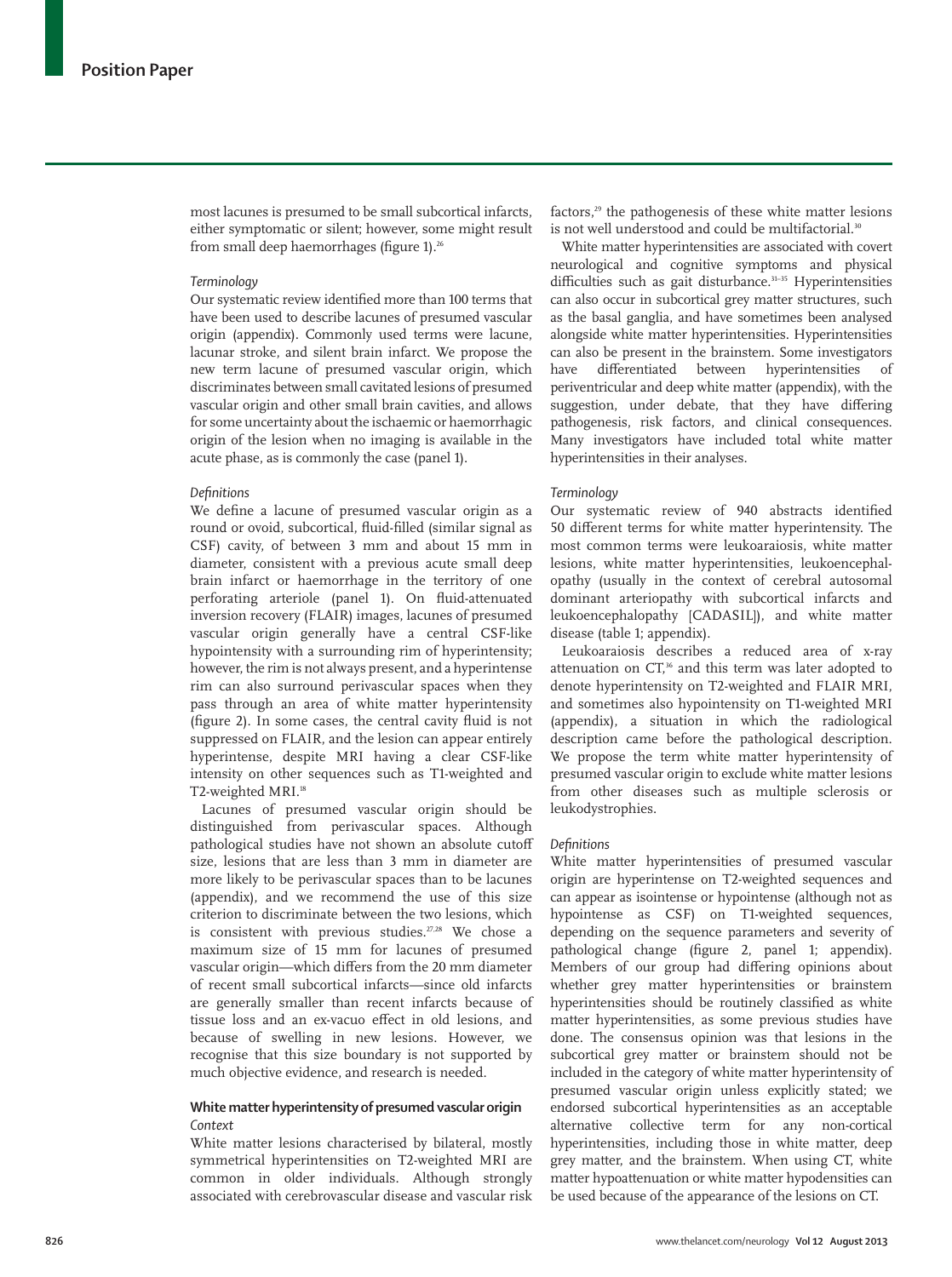most lacunes is presumed to be small subcortical infarcts, either symptomatic or silent; however, some might result from small deep haemorrhages (figure 1).[26]

*Terminology*

Our systematic review identified more than 100 terms that have been used to describe lacunes of presumed vascular origin (appendix). Commonly used terms were lacune, lacunar stroke, and silent brain infarct. We propose the new term lacune of presumed vascular origin, which discriminates between small cavitated lesions of presumed vascular origin and other small brain cavities, and allows for some uncertainty about the ischaemic or haemorrhagic origin of the lesion when no imaging is available in the acute phase, as is commonly the case (panel 1).

*Definitions*

We define a lacune of presumed vascular origin as a round or ovoid, subcortical, fluid-filled (similar signal as CSF) cavity, of between 3 mm and about 15 mm in diameter, consistent with a previous acute small deep brain infarct or haemorrhage in the territory of one perforating arteriole (panel 1). On fluid-attenuated inversion recovery (FLAIR) images, lacunes of presumed vascular origin generally have a central CSF-like hypointensity with a surrounding rim of hyperintensity; however, the rim is not always present, and a hyperintense rim can also surround perivascular spaces when they pass through an area of white matter hyperintensity (figure 2). In some cases, the central cavity fluid is not suppressed on FLAIR, and the lesion can appear entirely hyperintense, despite MRI having a clear CSF-like intensity on other sequences such as T1-weighted and T2-weighted MRI.[18]

Lacunes of presumed vascular origin should be distinguished from perivascular spaces. Although pathological studies have not shown an absolute cutoff size, lesions that are less than 3 mm in diameter are more likely to be perivascular spaces than to be lacunes (appendix), and we recommend the use of this size criterion to discriminate between the two lesions, which is consistent with previous studies.[27,28] We chose a maximum size of 15 mm for lacunes of presumed vascular origin—which differs from the 20 mm diameter of recent small subcortical infarcts—since old infarcts are generally smaller than recent infarcts because of tissue loss and an ex-vacuo effect in old lesions, and because of swelling in new lesions. However, we recognise that this size boundary is not supported by much objective evidence, and research is needed.

### White matter hyperintensity of presumed vascular origin

*Context*

White matter lesions characterised by bilateral, mostly symmetrical hyperintensities on T2-weighted MRI are common in older individuals. Although strongly associated with cerebrovascular disease and vascular risk factors,[29] the pathogenesis of these white matter lesions is not well understood and could be multifactorial.[30]

White matter hyperintensities are associated with covert neurological and cognitive symptoms and physical difficulties such as gait disturbance.[31–35] Hyperintensities can also occur in subcortical grey matter structures, such as the basal ganglia, and have sometimes been analysed alongside white matter hyperintensities. Hyperintensities can also be present in the brainstem. Some investigators have differentiated between hyperintensities of periventricular and deep white matter (appendix), with the suggestion, under debate, that they have differing pathogenesis, risk factors, and clinical consequences. Many investigators have included total white matter hyperintensities in their analyses.

*Terminology*

Our systematic review of 940 abstracts identified 50 different terms for white matter hyperintensity. The most common terms were leukoaraiosis, white matter lesions, white matter hyperintensities, leukoencephalopathy (usually in the context of cerebral autosomal dominant arteriopathy with subcortical infarcts and leukoencephalopathy [CADASIL]), and white matter disease (table 1; appendix).

Leukoaraiosis describes a reduced area of x-ray attenuation on CT,[36] and this term was later adopted to denote hyperintensity on T2-weighted and FLAIR MRI, and sometimes also hypointensity on T1-weighted MRI (appendix), a situation in which the radiological description came before the pathological description. We propose the term white matter hyperintensity of presumed vascular origin to exclude white matter lesions from other diseases such as multiple sclerosis or leukodystrophies.

*Definitions*

White matter hyperintensities of presumed vascular origin are hyperintense on T2-weighted sequences and can appear as isointense or hypointense (although not as hypointense as CSF) on T1-weighted sequences, depending on the sequence parameters and severity of pathological change (figure 2, panel 1; appendix). Members of our group had differing opinions about whether grey matter hyperintensities or brainstem hyperintensities should be routinely classified as white matter hyperintensities, as some previous studies have done. The consensus opinion was that lesions in the subcortical grey matter or brainstem should not be included in the category of white matter hyperintensity of presumed vascular origin unless explicitly stated; we endorsed subcortical hyperintensities as an acceptable alternative collective term for any non-cortical hyperintensities, including those in white matter, deep grey matter, and the brainstem. When using CT, white matter hypoattenuation or white matter hypodensities can be used because of the appearance of the lesions on CT.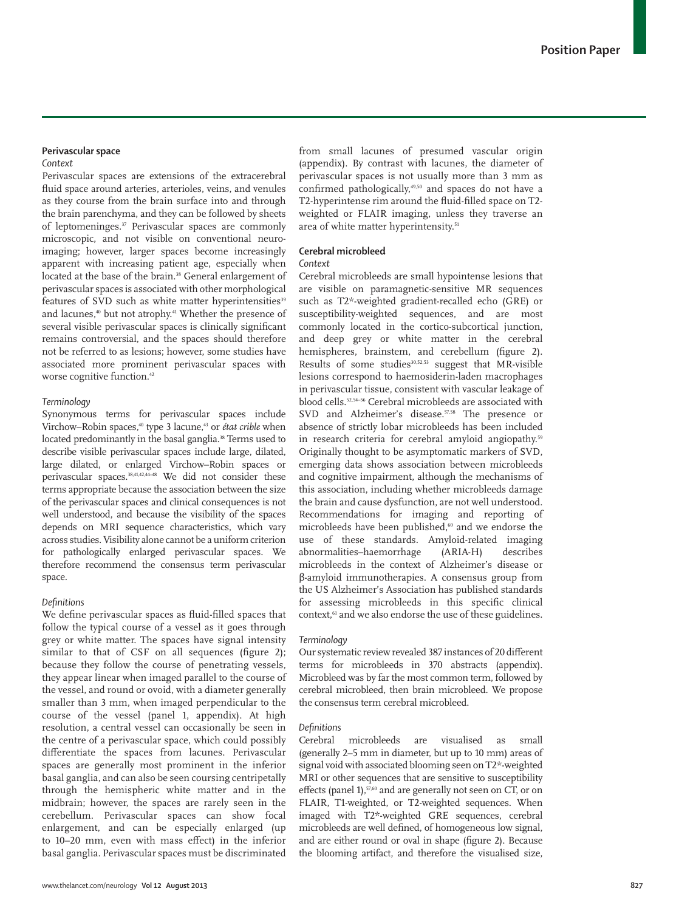## Perivascular space

*Context*

Perivascular spaces are extensions of the extracerebral fluid space around arteries, arterioles, veins, and venules as they course from the brain surface into and through the brain parenchyma, and they can be followed by sheets of leptomeninges.[37] Perivascular spaces are commonly microscopic, and not visible on conventional neuroimaging; however, larger spaces become increasingly apparent with increasing patient age, especially when located at the base of the brain.[38] General enlargement of perivascular spaces is associated with other morphological features of SVD such as white matter hyperintensities[39] and lacunes,[40] but not atrophy.[41] Whether the presence of several visible perivascular spaces is clinically significant remains controversial, and the spaces should therefore not be referred to as lesions; however, some studies have associated more prominent perivascular spaces with worse cognitive function.[42]

*Terminology*

Synonymous terms for perivascular spaces include Virchow–Robin spaces,[40] type 3 lacune,[43] or *état crible* when located predominantly in the basal ganglia.[38] Terms used to describe visible perivascular spaces include large, dilated, large dilated, or enlarged Virchow–Robin spaces or perivascular spaces.[38,41,42,44–48] We did not consider these terms appropriate because the association between the size of the perivascular spaces and clinical consequences is not well understood, and because the visibility of the spaces depends on MRI sequence characteristics, which vary across studies. Visibility alone cannot be a uniform criterion for pathologically enlarged perivascular spaces. We therefore recommend the consensus term perivascular space.

*Definitions*

We define perivascular spaces as fluid-filled spaces that follow the typical course of a vessel as it goes through grey or white matter. The spaces have signal intensity similar to that of CSF on all sequences (figure 2); because they follow the course of penetrating vessels, they appear linear when imaged parallel to the course of the vessel, and round or ovoid, with a diameter generally smaller than 3 mm, when imaged perpendicular to the course of the vessel (panel 1, appendix). At high resolution, a central vessel can occasionally be seen in the centre of a perivascular space, which could possibly differentiate the spaces from lacunes. Perivascular spaces are generally most prominent in the inferior basal ganglia, and can also be seen coursing centripetally through the hemispheric white matter and in the midbrain; however, the spaces are rarely seen in the cerebellum. Perivascular spaces can show focal enlargement, and can be especially enlarged (up to 10–20 mm, even with mass effect) in the inferior basal ganglia. Perivascular spaces must be discriminated from small lacunes of presumed vascular origin (appendix). By contrast with lacunes, the diameter of perivascular spaces is not usually more than 3 mm as confirmed pathologically,[49,50] and spaces do not have a T2-hyperintense rim around the fluid-filled space on T2-weighted or FLAIR imaging, unless they traverse an area of white matter hyperintensity.[51]

## Cerebral microbleed

*Context*

Cerebral microbleeds are small hypointense lesions that are visible on paramagnetic-sensitive MR sequences such as T2*-weighted gradient-recalled echo (GRE) or susceptibility-weighted sequences, and are most commonly located in the cortico-subcortical junction, and deep grey or white matter in the cerebral hemispheres, brainstem, and cerebellum (figure 2). Results of some studies[30,52,53] suggest that MR-visible lesions correspond to haemosiderin-laden macrophages in perivascular tissue, consistent with vascular leakage of blood cells.[52,54–56] Cerebral microbleeds are associated with SVD and Alzheimer's disease.[57,58] The presence or absence of strictly lobar microbleeds has been included in research criteria for cerebral amyloid angiopathy.[59] Originally thought to be asymptomatic markers of SVD, emerging data shows association between microbleeds and cognitive impairment, although the mechanisms of this association, including whether microbleeds damage the brain and cause dysfunction, are not well understood. Recommendations for imaging and reporting of microbleeds have been published,[60] and we endorse the use of these standards. Amyloid-related imaging abnormalities–haemorrhage (ARIA-H) describes microbleeds in the context of Alzheimer's disease or β-amyloid immunotherapies. A consensus group from the US Alzheimer's Association has published standards for assessing microbleeds in this specific clinical context,[61] and we also endorse the use of these guidelines.

*Terminology*

Our systematic review revealed 387 instances of 20 different terms for microbleeds in 370 abstracts (appendix). Microbleed was by far the most common term, followed by cerebral microbleed, then brain microbleed. We propose the consensus term cerebral microbleed.

*Definitions*

Cerebral microbleeds are visualised as small (generally 2–5 mm in diameter, but up to 10 mm) areas of signal void with associated blooming seen on T2*-weighted MRI or other sequences that are sensitive to susceptibility effects (panel 1),[57,60] and are generally not seen on CT, or on FLAIR, T1-weighted, or T2-weighted sequences. When imaged with T2*-weighted GRE sequences, cerebral microbleeds are well defined, of homogeneous low signal, and are either round or oval in shape (figure 2). Because the blooming artifact, and therefore the visualised size,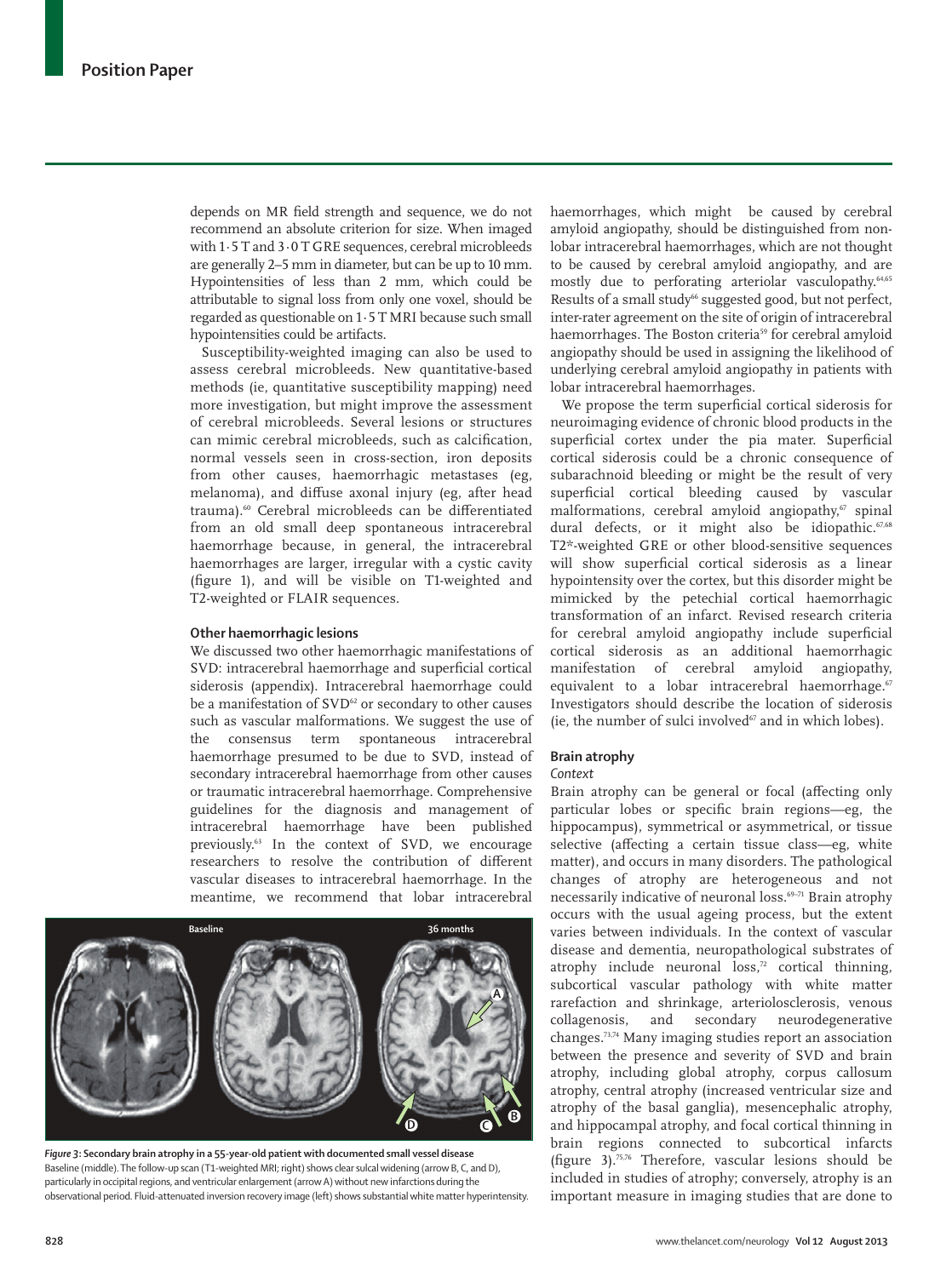depends on MR field strength and sequence, we do not recommend an absolute criterion for size. When imaged with 1·5 T and 3·0 T GRE sequences, cerebral microbleeds are generally 2–5 mm in diameter, but can be up to 10 mm. Hypointensities of less than 2 mm, which could be attributable to signal loss from only one voxel, should be regarded as questionable on 1·5 T MRI because such small hypointensities could be artifacts.

Susceptibility-weighted imaging can also be used to assess cerebral microbleeds. New quantitative-based methods (ie, quantitative susceptibility mapping) need more investigation, but might improve the assessment of cerebral microbleeds. Several lesions or structures can mimic cerebral microbleeds, such as calcification, normal vessels seen in cross-section, iron deposits from other causes, haemorrhagic metastases (eg, melanoma), and diffuse axonal injury (eg, after head trauma).[60] Cerebral microbleeds can be differentiated from an old small deep spontaneous intracerebral haemorrhage because, in general, the intracerebral haemorrhages are larger, irregular with a cystic cavity (figure 1), and will be visible on T1-weighted and T2-weighted or FLAIR sequences.

### Other haemorrhagic lesions

We discussed two other haemorrhagic manifestations of SVD: intracerebral haemorrhage and superficial cortical siderosis (appendix). Intracerebral haemorrhage could be a manifestation of SVD[62] or secondary to other causes such as vascular malformations. We suggest the use of the consensus term spontaneous intracerebral haemorrhage presumed to be due to SVD, instead of secondary intracerebral haemorrhage from other causes or traumatic intracerebral haemorrhage. Comprehensive guidelines for the diagnosis and management of intracerebral haemorrhage have been published previously.[63] In the context of SVD, we encourage researchers to resolve the contribution of different vascular diseases to intracerebral haemorrhage. In the meantime, we recommend that lobar intracerebral haemorrhages, which might be caused by cerebral amyloid angiopathy, should be distinguished from non-lobar intracerebral haemorrhages, which are not thought to be caused by cerebral amyloid angiopathy, and are mostly due to perforating arteriolar vasculopathy.[64,65] Results of a small study[66] suggested good, but not perfect, inter-rater agreement on the site of origin of intracerebral haemorrhages. The Boston criteria[59] for cerebral amyloid angiopathy should be used in assigning the likelihood of underlying cerebral amyloid angiopathy in patients with lobar intracerebral haemorrhages.

We propose the term superficial cortical siderosis for neuroimaging evidence of chronic blood products in the superficial cortex under the pia mater. Superficial cortical siderosis could be a chronic consequence of subarachnoid bleeding or might be the result of very superficial cortical bleeding caused by vascular malformations, cerebral amyloid angiopathy,[67] spinal dural defects, or it might also be idiopathic.[67,68] T2*-weighted GRE or other blood-sensitive sequences will show superficial cortical siderosis as a linear hypointensity over the cortex, but this disorder might be mimicked by the petechial cortical haemorrhagic transformation of an infarct. Revised research criteria for cerebral amyloid angiopathy include superficial cortical siderosis as an additional haemorrhagic manifestation of cerebral amyloid angiopathy, equivalent to a lobar intracerebral haemorrhage.[67] Investigators should describe the location of siderosis (ie, the number of sulci involved[67] and in which lobes).

## Brain atrophy

*Context*

Brain atrophy can be general or focal (affecting only particular lobes or specific brain regions—eg, the hippocampus), symmetrical or asymmetrical, or tissue selective (affecting a certain tissue class—eg, white matter), and occurs in many disorders. The pathological changes of atrophy are heterogeneous and not necessarily indicative of neuronal loss.[69–71] Brain atrophy occurs with the usual ageing process, but the extent varies between individuals. In the context of vascular disease and dementia, neuropathological substrates of atrophy include neuronal loss,[72] cortical thinning, subcortical vascular pathology with white matter rarefaction and shrinkage, arteriolosclerosis, venous collagenosis, and secondary neurodegenerative changes.[73,74] Many imaging studies report an association between the presence and severity of SVD and brain atrophy, including global atrophy, corpus callosum atrophy, central atrophy (increased ventricular size and atrophy of the basal ganglia), mesencephalic atrophy, and hippocampal atrophy, and focal cortical thinning in brain regions connected to subcortical infarcts (figure 3).[75,76] Therefore, vascular lesions should be included in studies of atrophy; conversely, atrophy is an important measure in imaging studies that are done to

**Figure 3: Secondary brain atrophy in a 55-year-old patient with documented small vessel disease**
Baseline (middle). The follow-up scan (T1-weighted MRI; right) shows clear sulcal widening (arrow B, C, and D), particularly in occipital regions, and ventricular enlargement (arrow A) without new infarctions during the observational period. Fluid-attenuated inversion recovery image (left) shows substantial white matter hyperintensity.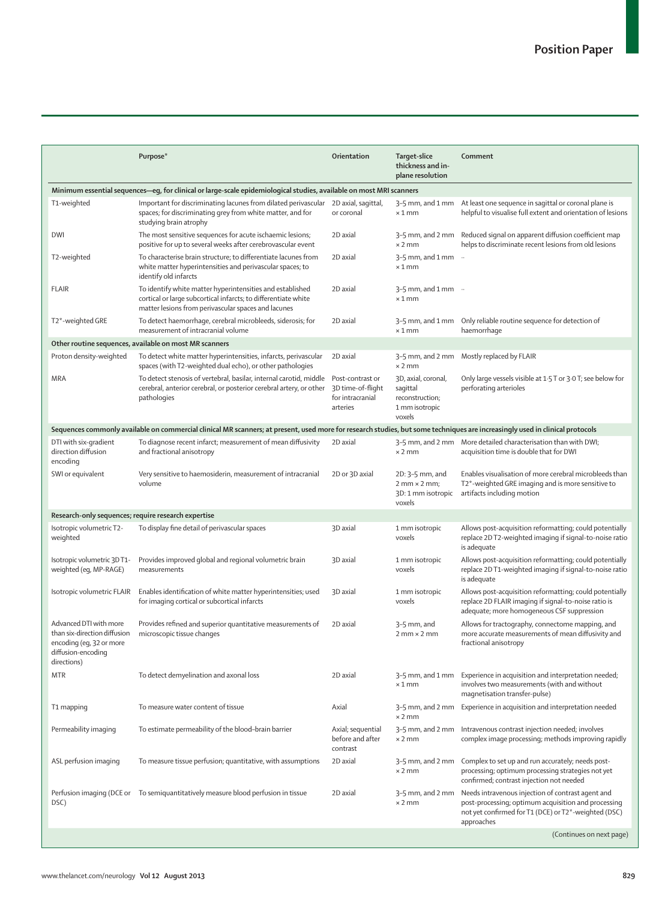| | Purpose* | Orientation | Target-slice thickness and in-plane resolution | Comment |
|---|---|---|---|---|
| **Minimum essential sequences—eg, for clinical or large-scale epidemiological studies, available on most MRI scanners** | | | | |
| T1-weighted | Important for discriminating lacunes from dilated perivascular spaces; for discriminating grey from white matter, and for studying brain atrophy | 2D axial, sagittal, or coronal | 3–5 mm, and 1 mm × 1 mm | At least one sequence in sagittal or coronal plane is helpful to visualise full extent and orientation of lesions |
| DWI | The most sensitive sequences for acute ischaemic lesions; positive for up to several weeks after cerebrovascular event | 2D axial | 3–5 mm, and 2 mm × 2 mm | Reduced signal on apparent diffusion coefficient map helps to discriminate recent lesions from old lesions |
| T2-weighted | To characterise brain structure; to differentiate lacunes from white matter hyperintensities and perivascular spaces; to identify old infarcts | 2D axial | 3–5 mm, and 1 mm × 1 mm | .. |
| FLAIR | To identify white matter hyperintensities and established cortical or large subcortical infarcts; to differentiate white matter lesions from perivascular spaces and lacunes | 2D axial | 3–5 mm, and 1 mm × 1 mm | .. |
| T2*-weighted GRE | To detect haemorrhage, cerebral microbleeds, siderosis; for measurement of intracranial volume | 2D axial | 3–5 mm, and 1 mm × 1 mm | Only reliable routine sequence for detection of haemorrhage |
| **Other routine sequences, available on most MR scanners** | | | | |
| Proton density-weighted | To detect white matter hyperintensities, infarcts, perivascular spaces (with T2-weighted dual echo), or other pathologies | 2D axial | 3–5 mm, and 2 mm × 2 mm | Mostly replaced by FLAIR |
| MRA | To detect stenosis of vertebral, basilar, internal carotid, middle cerebral, anterior cerebral, or posterior cerebral artery, or other pathologies | Post-contrast or 3D time-of-flight for intracranial arteries | 3D, axial, coronal, sagittal reconstruction; 1 mm isotropic voxels | Only large vessels visible at 1·5 T or 3·0 T; see below for perforating arterioles |
| **Sequences commonly available on commercial clinical MR scanners; at present, used more for research studies, but some techniques are increasingly used in clinical protocols** | | | | |
| DTI with six-gradient direction diffusion encoding | To diagnose recent infarct; measurement of mean diffusivity and fractional anisotropy | 2D axial | 3–5 mm, and 2 mm × 2 mm | More detailed characterisation than with DWI; acquisition time is double that for DWI |
| SWI or equivalent | Very sensitive to haemosiderin, measurement of intracranial volume | 2D or 3D axial | 2D: 3–5 mm, and 2 mm × 2 mm; 3D: 1 mm isotropic voxels | Enables visualisation of more cerebral microbleeds than T2*-weighted GRE imaging and is more sensitive to artifacts including motion |
| **Research-only sequences; require research expertise** | | | | |
| Isotropic volumetric T2-weighted | To display fine detail of perivascular spaces | 3D axial | 1 mm isotropic voxels | Allows post-acquisition reformatting; could potentially replace 2D T2-weighted imaging if signal-to-noise ratio is adequate |
| Isotropic volumetric 3D T1-weighted (eg, MP-RAGE) | Provides improved global and regional volumetric brain measurements | 3D axial | 1 mm isotropic voxels | Allows post-acquisition reformatting; could potentially replace 2D T1-weighted imaging if signal-to-noise ratio is adequate |
| Isotropic volumetric FLAIR | Enables identification of white matter hyperintensities; used for imaging cortical or subcortical infarcts | 3D axial | 1 mm isotropic voxels | Allows post-acquisition reformatting; could potentially replace 2D FLAIR imaging if signal-to-noise ratio is adequate; more homogeneous CSF suppression |
| Advanced DTI with more than six-direction diffusion encoding (eg, 32 or more diffusion-encoding directions) | Provides refined and superior quantitative measurements of microscopic tissue changes | 2D axial | 3–5 mm, and 2 mm × 2 mm | Allows for tractography, connectome mapping, and more accurate measurements of mean diffusivity and fractional anisotropy |
| MTR | To detect demyelination and axonal loss | 2D axial | 3–5 mm, and 1 mm × 1 mm | Experience in acquisition and interpretation needed; involves two measurements (with and without magnetisation transfer-pulse) |
| T1 mapping | To measure water content of tissue | Axial | 3–5 mm, and 2 mm × 2 mm | Experience in acquisition and interpretation needed |
| Permeability imaging | To estimate permeability of the blood–brain barrier | Axial; sequential before and after contrast | 3–5 mm, and 2 mm × 2 mm | Intravenous contrast injection needed; involves complex image processing; methods improving rapidly |
| ASL perfusion imaging | To measure tissue perfusion; quantitative, with assumptions | 2D axial | 3–5 mm, and 2 mm × 2 mm | Complex to set up and run accurately; needs post-processing; optimum processing strategies not yet confirmed; contrast injection not needed |
| Perfusion imaging (DCE or DSC) | To semiquantitatively measure blood perfusion in tissue | 2D axial | 3–5 mm, and 2 mm × 2 mm | Needs intravenous injection of contrast agent and post-processing; optimum acquisition and processing not yet confirmed for T1 (DCE) or T2*-weighted (DSC) approaches |

(Continues on next page)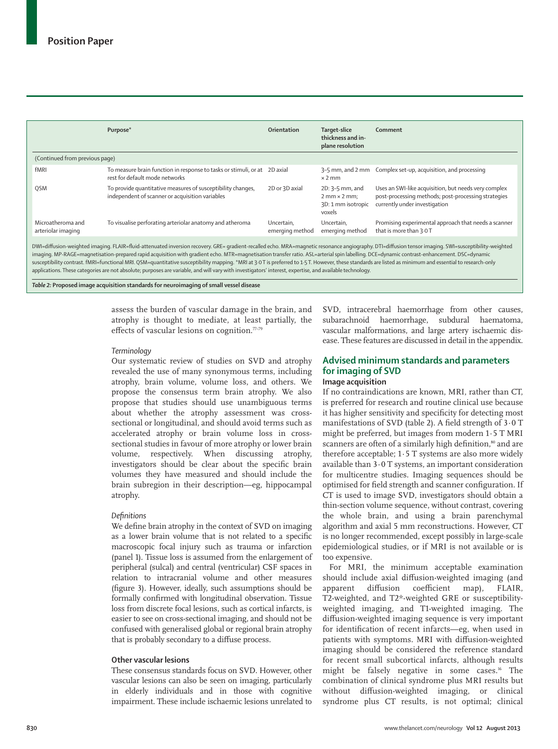| | Purpose* | Orientation | Target-slice thickness and in-plane resolution | Comment |
|---|---|---|---|---|
| (Continued from previous page) | | | | |
| fMRI | To measure brain function in response to tasks or stimuli, or at rest for default mode networks | 2D axial | 3–5 mm, and 2 mm × 2 mm | Complex set-up, acquisition, and processing |
| QSM | To provide quantitative measures of susceptibility changes, independent of scanner or acquisition variables | 2D or 3D axial | 2D: 3–5 mm, and 2 mm × 2 mm; 3D: 1 mm isotropic voxels | Uses an SWI-like acquisition, but needs very complex post-processing methods; post-processing strategies currently under investigation |
| Microatheroma and arteriolar imaging | To visualise perforating arteriolar anatomy and atheroma | Uncertain, emerging method | Uncertain, emerging method | Promising experimental approach that needs a scanner that is more than 3·0 T |

DWI=diffusion-weighted imaging. FLAIR=fluid-attenuated inversion recovery. GRE= gradient-recalled echo. MRA=magnetic resonance angiography. DTI=diffusion tensor imaging. SWI=susceptibility-weighted imaging. MP-RAGE=magnetisation-prepared rapid acquisition with gradient echo. MTR=magnetisation transfer ratio. ASL=arterial spin labelling. DCE=dynamic contrast-enhancement. DSC=dynamic susceptibility contrast. fMRI=functional MRI. QSM=quantitative susceptibility mapping. *MRI at 3·0 T is preferred to 1·5 T. However, these standards are listed as minimum and essential to research-only applications. These categories are not absolute; purposes are variable, and will vary with investigators' interest, expertise, and available technology.

**Table 2: Proposed image acquisition standards for neuroimaging of small vessel disease**

assess the burden of vascular damage in the brain, and atrophy is thought to mediate, at least partially, the effects of vascular lesions on cognition.[77–79]

*Terminology*

Our systematic review of studies on SVD and atrophy revealed the use of many synonymous terms, including atrophy, brain volume, volume loss, and others. We propose the consensus term brain atrophy. We also propose that studies should use unambiguous terms about whether the atrophy assessment was cross-sectional or longitudinal, and should avoid terms such as accelerated atrophy or brain volume loss in cross-sectional studies in favour of more atrophy or lower brain volume, respectively. When discussing atrophy, investigators should be clear about the specific brain volumes they have measured and should include the brain subregion in their description—eg, hippocampal atrophy.

*Definitions*

We define brain atrophy in the context of SVD on imaging as a lower brain volume that is not related to a specific macroscopic focal injury such as trauma or infarction (panel 1). Tissue loss is assumed from the enlargement of peripheral (sulcal) and central (ventricular) CSF spaces in relation to intracranial volume and other measures (figure 3). However, ideally, such assumptions should be formally confirmed with longitudinal observation. Tissue loss from discrete focal lesions, such as cortical infarcts, is easier to see on cross-sectional imaging, and should not be confused with generalised global or regional brain atrophy that is probably secondary to a diffuse process.

### Other vascular lesions

These consensus standards focus on SVD. However, other vascular lesions can also be seen on imaging, particularly in elderly individuals and in those with cognitive impairment. These include ischaemic lesions unrelated to SVD, intracerebral haemorrhage from other causes, subarachnoid haemorrhage, subdural haematoma, vascular malformations, and large artery ischaemic disease. These features are discussed in detail in the appendix.

## Advised minimum standards and parameters for imaging of SVD

### Image acquisition

If no contraindications are known, MRI, rather than CT, is preferred for research and routine clinical use because it has higher sensitivity and specificity for detecting most manifestations of SVD (table 2). A field strength of 3·0 T might be preferred, but images from modern 1·5 T MRI scanners are often of a similarly high definition,[80] and are therefore acceptable; 1·5 T systems are also more widely available than 3·0 T systems, an important consideration for multicentre studies. Imaging sequences should be optimised for field strength and scanner configuration. If CT is used to image SVD, investigators should obtain a thin-section volume sequence, without contrast, covering the whole brain, and using a brain parenchymal algorithm and axial 5 mm reconstructions. However, CT is no longer recommended, except possibly in large-scale epidemiological studies, or if MRI is not available or is too expensive.

For MRI, the minimum acceptable examination should include axial diffusion-weighted imaging (and apparent diffusion coefficient map), FLAIR, T2-weighted, and T2*-weighted GRE or susceptibility-weighted imaging, and T1-weighted imaging. The diffusion-weighted imaging sequence is very important for identification of recent infarcts—eg, when used in patients with symptoms. MRI with diffusion-weighted imaging should be considered the reference standard for recent small subcortical infarcts, although results might be falsely negative in some cases.[16] The combination of clinical syndrome plus MRI results but without diffusion-weighted imaging, or clinical syndrome plus CT results, is not optimal; clinical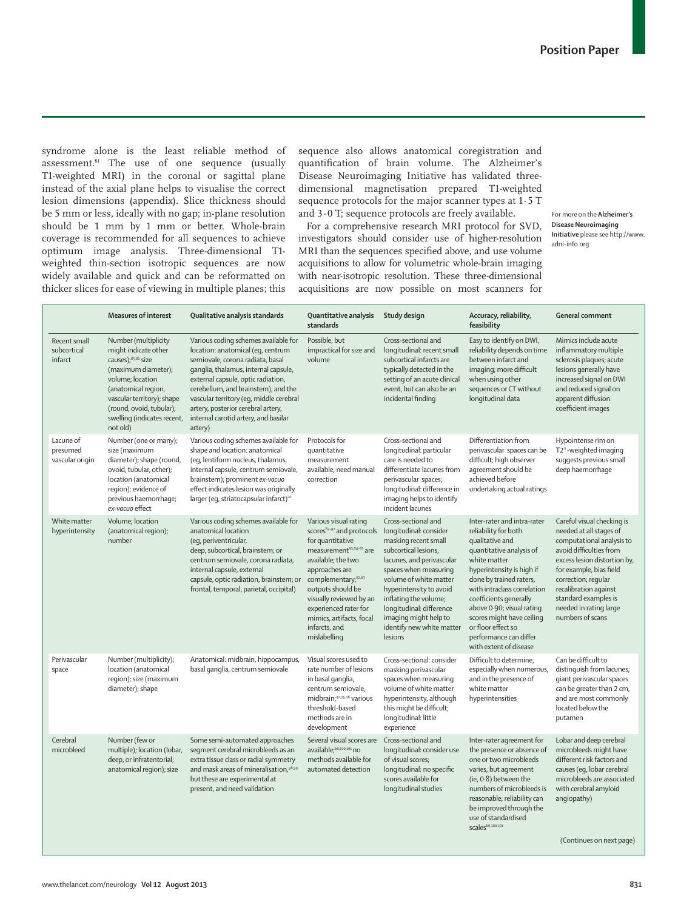syndrome alone is the least reliable method of assessment.[81] The use of one sequence (usually T1-weighted MRI) in the coronal or sagittal plane instead of the axial plane helps to visualise the correct lesion dimensions (appendix). Slice thickness should be 5 mm or less, ideally with no gap; in-plane resolution should be 1 mm by 1 mm or better. Whole-brain coverage is recommended for all sequences to achieve optimum image analysis. Three-dimensional T1-weighted thin-section isotropic sequences are now widely available and quick and can be reformatted on thicker slices for ease of viewing in multiple planes; this sequence also allows anatomical coregistration and quantification of brain volume. The Alzheimer's Disease Neuroimaging Initiative has validated three-dimensional magnetisation prepared T1-weighted sequence protocols for the major scanner types at 1·5 T and 3·0 T; sequence protocols are freely available.

For a comprehensive research MRI protocol for SVD, investigators should consider use of higher-resolution MRI than the sequences specified above, and use volume acquisitions to allow for volumetric whole-brain imaging with near-isotropic resolution. These three-dimensional acquisitions are now possible on most scanners for

For more on the **Alzheimer's Disease Neuroimaging Initiative** please see http://www.adni-info.org

| | Measures of interest | Qualitative analysis standards | Quantitative analysis standards | Study design | Accuracy, reliability, feasibility | General comment |
|---|---|---|---|---|---|---|
| Recent small subcortical infarct | Number (multiplicity might indicate other causes);[85,86] size (maximum diameter); volume; location (anatomical region, vascular territory); shape (round, ovoid, tubular); swelling (indicates recent, not old) | Various coding schemes available for location: anatomical (eg, centrum semiovale, corona radiata, basal ganglia, thalamus, internal capsule, external capsule, optic radiation, cerebellum, and brainstem), and the vascular territory (eg, middle cerebral artery, posterior cerebral artery, internal carotid artery, and basilar artery) | Possible, but impractical for size and volume | Cross-sectional and longitudinal: recent small subcortical infarcts are typically detected in the setting of an acute clinical event, but can also be an incidental finding | Easy to identify on DWI, reliability depends on time between infarct and imaging; more difficult when using other sequences or CT without longitudinal data | Mimics include acute inflammatory multiple sclerosis plaques; acute lesions generally have increased signal on DWI and reduced signal on apparent diffusion coefficient images |
| Lacune of presumed vascular origin | Number (one or many); size (maximum diameter); shape (round, ovoid, tubular, other); location (anatomical region); evidence of previous haemorrhage; *ex-vacuo* effect | Various coding schemes available for shape and location: anatomical (eg, lentiform nucleus, thalamus, internal capsule, centrum semiovale, brainstem); prominent *ex-vacuo* effect indicates lesion was originally larger (eg, striatocapsular infarct)[70] | Protocols for quantitative measurement available, need manual correction | Cross-sectional and longitudinal: particular care is needed to differentiate lacunes from perivascular spaces; longitudinal: difference in imaging helps to identify incident lacunes | Differentiation from perivascular spaces can be difficult; high observer agreement should be achieved before undertaking actual ratings | Hypointense rim on T2*-weighted imaging suggests previous small deep haemorrhage |
| White matter hyperintensity | Volume; location (anatomical region); number | Various coding schemes available for location (eg, periventricular, deep, subcortical, brainstem; or centrum semiovale, corona radiata, internal capsule, external capsule, optic radiation, brainstem; or frontal, temporal, parietal, occipital) | Various visual rating scores[87–92] and protocols for quantitative measurement[93,94–97] are available; the two approaches are complementary;[82,83] outputs should be visually reviewed by an experienced rater for mimics, artifacts, focal infarcts, and mislabelling | Cross-sectional and longitudinal: consider masking recent small subcortical lesions, lacunes, and perivascular spaces when measuring volume of white matter hyperintensity to avoid inflating the volume; longitudinal: difference imaging might help to identify new white matter lesions | Inter-rater and intra-rater reliability for both qualitative and quantitative analysis of white matter hyperintensity is high if done by trained raters, with intraclass correlation coefficients generally above 0·90; visual rating scores might have ceiling or floor effect so performance can differ with extent of disease | Careful visual checking is needed at all stages of computational analysis to avoid difficulties from excess lesion distortion by, for example, bias field correction; regular recalibration against standard examples is needed in rating large numbers of scans |
| Perivascular space | Number (multiplicity); location (anatomical region); size (maximum diameter); shape | Anatomical: midbrain, hippocampus, basal ganglia, centrum semiovale | Visual scores used to rate number of lesions in basal ganglia, centrum semiovale, midbrain;[42,45,46] various threshold-based methods are in development | Cross-sectional: consider masking perivascular spaces when measuring volume of white matter hyperintensity, although this might be difficult; longitudinal: little experience | Difficult to determine, especially when numerous, and in the presence of white matter hyperintensities | Can be difficult to distinguish from lacunes; giant perivascular spaces can be greater than 2 cm, and are most commonly located below the putamen |
| Cerebral microbleed | Number (few or multiple); location (lobar, deep, or infratentorial; anatomical region); size | Some semi-automated approaches segment cerebral microbleeds as an extra tissue class or radial symmetry and mask areas of mineralisation,[98,99] but these are experimental at present, and need validation | Several visual scores are available;[60,100,101] no methods available for automated detection | Cross-sectional and longitudinal: consider use of visual scores; longitudinal: no specific scores available for longitudinal studies | Inter-rater agreement for the presence or absence of one or two microbleeds varies, but agreement (ie, 0·8) between the numbers of microbleeds is reasonable; reliability can be improved through the use of standardised scales[60,100,101] | Lobar and deep cerebral microbleeds might have different risk factors and causes (eg, lobar cerebral microbleeds are associated with cerebral amyloid angiopathy) |

(Continues on next page)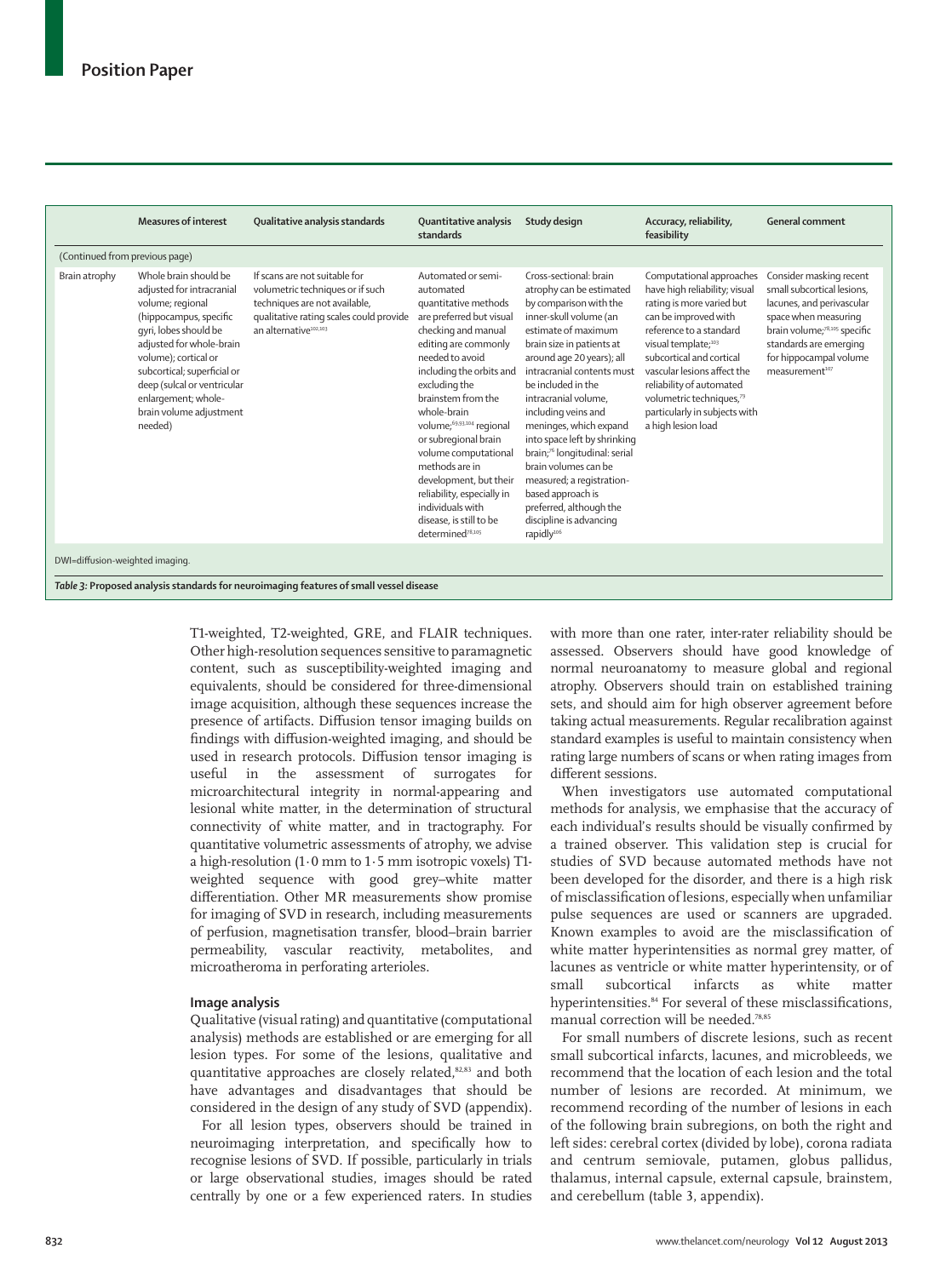| | Measures of interest | Qualitative analysis standards | Quantitative analysis standards | Study design | Accuracy, reliability, feasibility | General comment |
|---|---|---|---|---|---|---|
| (Continued from previous page) | | | | | | |
| Brain atrophy | Whole brain should be adjusted for intracranial volume; regional (hippocampus, specific gyri, lobes should be adjusted for whole-brain volume); cortical or subcortical; superficial or deep (sulcal or ventricular enlargement; whole-brain volume adjustment needed) | If scans are not suitable for volumetric techniques or if such techniques are not available, qualitative rating scales could provide an alternative[102,103] | Automated or semi-automated quantitative methods are preferred but visual checking and manual editing are commonly needed to avoid including the orbits and excluding the brainstem from the whole-brain volume;[69,93,104] regional or subregional brain volume computational methods are in development, but their reliability, especially in individuals with disease, is still to be determined[78,105] | Cross-sectional: brain atrophy can be estimated by comparison with the inner-skull volume (an estimate of maximum brain size in patients at around age 20 years); all intracranial contents must be included in the intracranial volume, including veins and meninges, which expand into space left by shrinking brain;[76] longitudinal: serial brain volumes can be measured; a registration-based approach is preferred, although the discipline is advancing rapidly[106] | Computational approaches have high reliability; visual rating is more varied but can be improved with reference to a standard visual template;[103] subcortical and cortical vascular lesions affect the reliability of automated volumetric techniques,[79] particularly in subjects with a high lesion load | Consider masking recent small subcortical lesions, lacunes, and perivascular space when measuring brain volume;[78,105] specific standards are emerging for hippocampal volume measurement[107] |

DWI=diffusion-weighted imaging.

*Table 3:* **Proposed analysis standards for neuroimaging features of small vessel disease**

T1-weighted, T2-weighted, GRE, and FLAIR techniques. Other high-resolution sequences sensitive to paramagnetic content, such as susceptibility-weighted imaging and equivalents, should be considered for three-dimensional image acquisition, although these sequences increase the presence of artifacts. Diffusion tensor imaging builds on findings with diffusion-weighted imaging, and should be used in research protocols. Diffusion tensor imaging is useful in the assessment of surrogates for microarchitectural integrity in normal-appearing and lesional white matter, in the determination of structural connectivity of white matter, and in tractography. For quantitative volumetric assessments of atrophy, we advise a high-resolution (1·0 mm to 1·5 mm isotropic voxels) T1-weighted sequence with good grey–white matter differentiation. Other MR measurements show promise for imaging of SVD in research, including measurements of perfusion, magnetisation transfer, blood–brain barrier permeability, vascular reactivity, metabolites, and microatheroma in perforating arterioles.

## Image analysis

Qualitative (visual rating) and quantitative (computational analysis) methods are established or are emerging for all lesion types. For some of the lesions, qualitative and quantitative approaches are closely related,[82,83] and both have advantages and disadvantages that should be considered in the design of any study of SVD (appendix).

For all lesion types, observers should be trained in neuroimaging interpretation, and specifically how to recognise lesions of SVD. If possible, particularly in trials or large observational studies, images should be rated centrally by one or a few experienced raters. In studies with more than one rater, inter-rater reliability should be assessed. Observers should have good knowledge of normal neuroanatomy to measure global and regional atrophy. Observers should train on established training sets, and should aim for high observer agreement before taking actual measurements. Regular recalibration against standard examples is useful to maintain consistency when rating large numbers of scans or when rating images from different sessions.

When investigators use automated computational methods for analysis, we emphasise that the accuracy of each individual's results should be visually confirmed by a trained observer. This validation step is crucial for studies of SVD because automated methods have not been developed for the disorder, and there is a high risk of misclassification of lesions, especially when unfamiliar pulse sequences are used or scanners are upgraded. Known examples to avoid are the misclassification of white matter hyperintensities as normal grey matter, of lacunes as ventricle or white matter hyperintensity, or of small subcortical infarcts as white matter hyperintensities.[84] For several of these misclassifications, manual correction will be needed.[78,85]

For small numbers of discrete lesions, such as recent small subcortical infarcts, lacunes, and microbleeds, we recommend that the location of each lesion and the total number of lesions are recorded. At minimum, we recommend recording of the number of lesions in each of the following brain subregions, on both the right and left sides: cerebral cortex (divided by lobe), corona radiata and centrum semiovale, putamen, globus pallidus, thalamus, internal capsule, external capsule, brainstem, and cerebellum (table 3, appendix).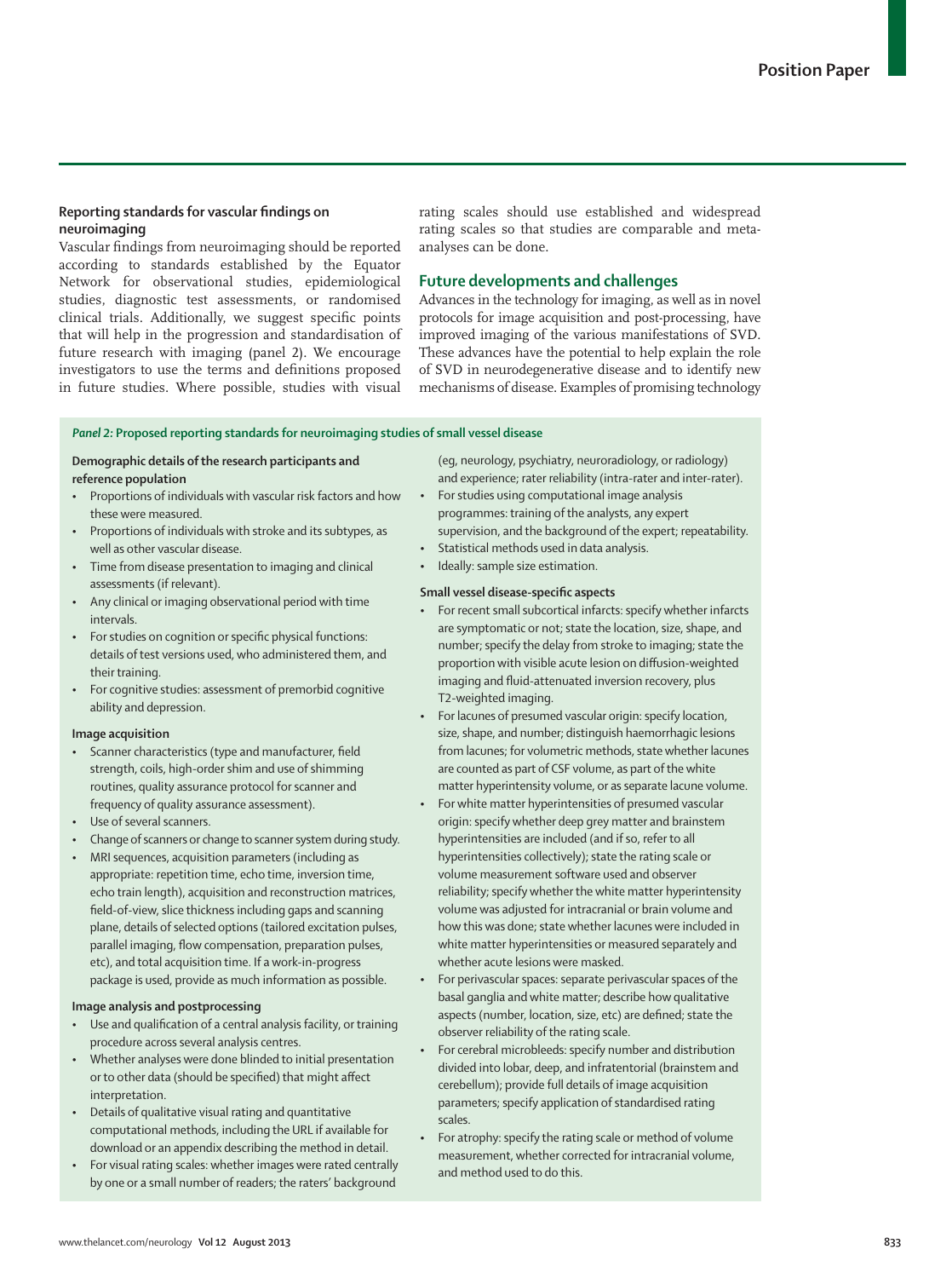## Reporting standards for vascular findings on neuroimaging

Vascular findings from neuroimaging should be reported according to standards established by the Equator Network for observational studies, epidemiological studies, diagnostic test assessments, or randomised clinical trials. Additionally, we suggest specific points that will help in the progression and standardisation of future research with imaging (panel 2). We encourage investigators to use the terms and definitions proposed in future studies. Where possible, studies with visual rating scales should use established and widespread rating scales so that studies are comparable and meta-analyses can be done.

## Future developments and challenges

Advances in the technology for imaging, as well as in novel protocols for image acquisition and post-processing, have improved imaging of the various manifestations of SVD. These advances have the potential to help explain the role of SVD in neurodegenerative disease and to identify new mechanisms of disease. Examples of promising technology

---

***Panel 2:* Proposed reporting standards for neuroimaging studies of small vessel disease**

**Demographic details of the research participants and reference population**

- Proportions of individuals with vascular risk factors and how these were measured.
- Proportions of individuals with stroke and its subtypes, as well as other vascular disease.
- Time from disease presentation to imaging and clinical assessments (if relevant).
- Any clinical or imaging observational period with time intervals.
- For studies on cognition or specific physical functions: details of test versions used, who administered them, and their training.
- For cognitive studies: assessment of premorbid cognitive ability and depression.

**Image acquisition**

- Scanner characteristics (type and manufacturer, field strength, coils, high-order shim and use of shimming routines, quality assurance protocol for scanner and frequency of quality assurance assessment).
- Use of several scanners.
- Change of scanners or change to scanner system during study.
- MRI sequences, acquisition parameters (including as appropriate: repetition time, echo time, inversion time, echo train length), acquisition and reconstruction matrices, field-of-view, slice thickness including gaps and scanning plane, details of selected options (tailored excitation pulses, parallel imaging, flow compensation, preparation pulses, etc), and total acquisition time. If a work-in-progress package is used, provide as much information as possible.

**Image analysis and postprocessing**

- Use and qualification of a central analysis facility, or training procedure across several analysis centres.
- Whether analyses were done blinded to initial presentation or to other data (should be specified) that might affect interpretation.
- Details of qualitative visual rating and quantitative computational methods, including the URL if available for download or an appendix describing the method in detail.
- For visual rating scales: whether images were rated centrally by one or a small number of readers; the raters' background (eg, neurology, psychiatry, neuroradiology, or radiology) and experience; rater reliability (intra-rater and inter-rater).
- For studies using computational image analysis programmes: training of the analysts, any expert supervision, and the background of the expert; repeatability.
- Statistical methods used in data analysis.
- Ideally: sample size estimation.

**Small vessel disease-specific aspects**

- For recent small subcortical infarcts: specify whether infarcts are symptomatic or not; state the location, size, shape, and number; specify the delay from stroke to imaging; state the proportion with visible acute lesion on diffusion-weighted imaging and fluid-attenuated inversion recovery, plus T2-weighted imaging.
- For lacunes of presumed vascular origin: specify location, size, shape, and number; distinguish haemorrhagic lesions from lacunes; for volumetric methods, state whether lacunes are counted as part of CSF volume, as part of the white matter hyperintensity volume, or as separate lacune volume.
- For white matter hyperintensities of presumed vascular origin: specify whether deep grey matter and brainstem hyperintensities are included (and if so, refer to all hyperintensities collectively); state the rating scale or volume measurement software used and observer reliability; specify whether the white matter hyperintensity volume was adjusted for intracranial or brain volume and how this was done; state whether lacunes were included in white matter hyperintensities or measured separately and whether acute lesions were masked.
- For perivascular spaces: separate perivascular spaces of the basal ganglia and white matter; describe how qualitative aspects (number, location, size, etc) are defined; state the observer reliability of the rating scale.
- For cerebral microbleeds: specify number and distribution divided into lobar, deep, and infratentorial (brainstem and cerebellum); provide full details of image acquisition parameters; specify application of standardised rating scales.
- For atrophy: specify the rating scale or method of volume measurement, whether corrected for intracranial volume, and method used to do this.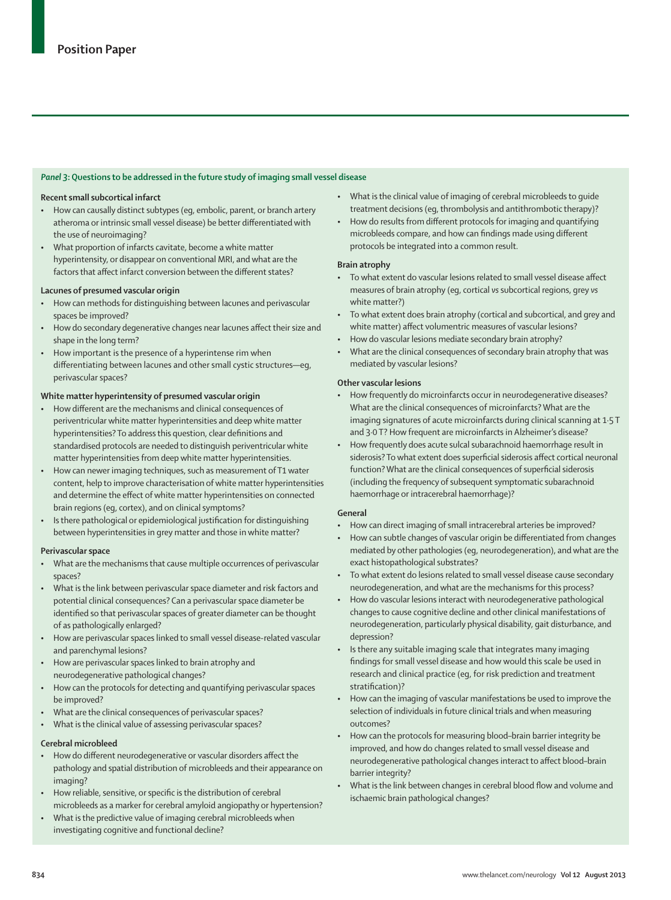### *Panel 3*: Questions to be addressed in the future study of imaging small vessel disease

**Recent small subcortical infarct**

- How can causally distinct subtypes (eg, embolic, parent, or branch artery atheroma or intrinsic small vessel disease) be better differentiated with the use of neuroimaging?
- What proportion of infarcts cavitate, become a white matter hyperintensity, or disappear on conventional MRI, and what are the factors that affect infarct conversion between the different states?

**Lacunes of presumed vascular origin**

- How can methods for distinguishing between lacunes and perivascular spaces be improved?
- How do secondary degenerative changes near lacunes affect their size and shape in the long term?
- How important is the presence of a hyperintense rim when differentiating between lacunes and other small cystic structures—eg, perivascular spaces?

**White matter hyperintensity of presumed vascular origin**

- How different are the mechanisms and clinical consequences of periventricular white matter hyperintensities and deep white matter hyperintensities? To address this question, clear definitions and standardised protocols are needed to distinguish periventricular white matter hyperintensities from deep white matter hyperintensities.
- How can newer imaging techniques, such as measurement of T1 water content, help to improve characterisation of white matter hyperintensities and determine the effect of white matter hyperintensities on connected brain regions (eg, cortex), and on clinical symptoms?
- Is there pathological or epidemiological justification for distinguishing between hyperintensities in grey matter and those in white matter?

**Perivascular space**

- What are the mechanisms that cause multiple occurrences of perivascular spaces?
- What is the link between perivascular space diameter and risk factors and potential clinical consequences? Can a perivascular space diameter be identified so that perivascular spaces of greater diameter can be thought of as pathologically enlarged?
- How are perivascular spaces linked to small vessel disease-related vascular and parenchymal lesions?
- How are perivascular spaces linked to brain atrophy and neurodegenerative pathological changes?
- How can the protocols for detecting and quantifying perivascular spaces be improved?
- What are the clinical consequences of perivascular spaces?
- What is the clinical value of assessing perivascular spaces?

**Cerebral microbleed**

- How do different neurodegenerative or vascular disorders affect the pathology and spatial distribution of microbleeds and their appearance on imaging?
- How reliable, sensitive, or specific is the distribution of cerebral microbleeds as a marker for cerebral amyloid angiopathy or hypertension?
- What is the predictive value of imaging cerebral microbleeds when investigating cognitive and functional decline?
- What is the clinical value of imaging of cerebral microbleeds to guide treatment decisions (eg, thrombolysis and antithrombotic therapy)?
- How do results from different protocols for imaging and quantifying microbleeds compare, and how can findings made using different protocols be integrated into a common result.

**Brain atrophy**

- To what extent do vascular lesions related to small vessel disease affect measures of brain atrophy (eg, cortical *vs* subcortical regions, grey *vs* white matter?)
- To what extent does brain atrophy (cortical and subcortical, and grey and white matter) affect volumentric measures of vascular lesions?
- How do vascular lesions mediate secondary brain atrophy?
- What are the clinical consequences of secondary brain atrophy that was mediated by vascular lesions?

**Other vascular lesions**

- How frequently do microinfarcts occur in neurodegenerative diseases? What are the clinical consequences of microinfarcts? What are the imaging signatures of acute microinfarcts during clinical scanning at 1·5 T and 3·0 T? How frequent are microinfarcts in Alzheimer's disease?
- How frequently does acute sulcal subarachnoid haemorrhage result in siderosis? To what extent does superficial siderosis affect cortical neuronal function? What are the clinical consequences of superficial siderosis (including the frequency of subsequent symptomatic subarachnoid haemorrhage or intracerebral haemorrhage)?

**General**

- How can direct imaging of small intracerebral arteries be improved?
- How can subtle changes of vascular origin be differentiated from changes mediated by other pathologies (eg, neurodegeneration), and what are the exact histopathological substrates?
- To what extent do lesions related to small vessel disease cause secondary neurodegeneration, and what are the mechanisms for this process?
- How do vascular lesions interact with neurodegenerative pathological changes to cause cognitive decline and other clinical manifestations of neurodegeneration, particularly physical disability, gait disturbance, and depression?
- Is there any suitable imaging scale that integrates many imaging findings for small vessel disease and how would this scale be used in research and clinical practice (eg, for risk prediction and treatment stratification)?
- How can the imaging of vascular manifestations be used to improve the selection of individuals in future clinical trials and when measuring outcomes?
- How can the protocols for measuring blood–brain barrier integrity be improved, and how do changes related to small vessel disease and neurodegenerative pathological changes interact to affect blood–brain barrier integrity?
- What is the link between changes in cerebral blood flow and volume and ischaemic brain pathological changes?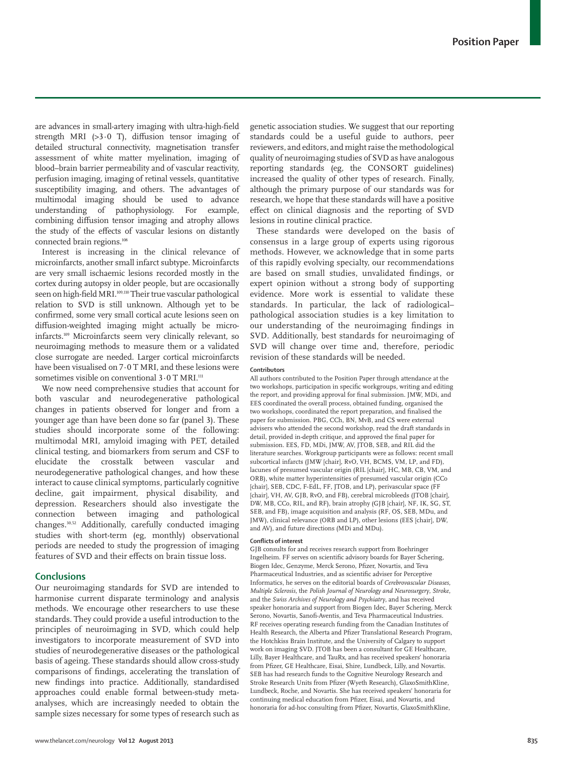are advances in small-artery imaging with ultra-high-field strength MRI (>3·0 T), diffusion tensor imaging of detailed structural connectivity, magnetisation transfer assessment of white matter myelination, imaging of blood–brain barrier permeability and of vascular reactivity, perfusion imaging, imaging of retinal vessels, quantitative susceptibility imaging, and others. The advantages of multimodal imaging should be used to advance understanding of pathophysiology. For example, combining diffusion tensor imaging and atrophy allows the study of the effects of vascular lesions on distantly connected brain regions.[108]

Interest is increasing in the clinical relevance of microinfarcts, another small infarct subtype. Microinfarcts are very small ischaemic lesions recorded mostly in the cortex during autopsy in older people, but are occasionally seen on high-field MRI.[109,110] Their true vascular pathological relation to SVD is still unknown. Although yet to be confirmed, some very small cortical acute lesions seen on diffusion-weighted imaging might actually be microinfarcts.[109] Microinfarcts seem very clinically relevant, so neuroimaging methods to measure them or a validated close surrogate are needed. Larger cortical microinfarcts have been visualised on 7·0 T MRI, and these lesions were sometimes visible on conventional 3·0 T MRI.[111]

We now need comprehensive studies that account for both vascular and neurodegenerative pathological changes in patients observed for longer and from a younger age than have been done so far (panel 3). These studies should incorporate some of the following: multimodal MRI, amyloid imaging with PET, detailed clinical testing, and biomarkers from serum and CSF to elucidate the crosstalk between vascular and neurodegenerative pathological changes, and how these interact to cause clinical symptoms, particularly cognitive decline, gait impairment, physical disability, and depression. Researchers should also investigate the connection between imaging and pathological changes.[30,52] Additionally, carefully conducted imaging studies with short-term (eg, monthly) observational periods are needed to study the progression of imaging features of SVD and their effects on brain tissue loss.

## Conclusions

Our neuroimaging standards for SVD are intended to harmonise current disparate terminology and analysis methods. We encourage other researchers to use these standards. They could provide a useful introduction to the principles of neuroimaging in SVD, which could help investigators to incorporate measurement of SVD into studies of neurodegenerative diseases or the pathological basis of ageing. These standards should allow cross-study comparisons of findings, accelerating the translation of new findings into practice. Additionally, standardised approaches could enable formal between-study meta-analyses, which are increasingly needed to obtain the sample sizes necessary for some types of research such as genetic association studies. We suggest that our reporting standards could be a useful guide to authors, peer reviewers, and editors, and might raise the methodological quality of neuroimaging studies of SVD as have analogous reporting standards (eg, the CONSORT guidelines) increased the quality of other types of research. Finally, although the primary purpose of our standards was for research, we hope that these standards will have a positive effect on clinical diagnosis and the reporting of SVD lesions in routine clinical practice.

These standards were developed on the basis of consensus in a large group of experts using rigorous methods. However, we acknowledge that in some parts of this rapidly evolving specialty, our recommendations are based on small studies, unvalidated findings, or expert opinion without a strong body of supporting evidence. More work is essential to validate these standards. In particular, the lack of radiological–pathological association studies is a key limitation to our understanding of the neuroimaging findings in SVD. Additionally, best standards for neuroimaging of SVD will change over time and, therefore, periodic revision of these standards will be needed.

#### Contributors

All authors contributed to the Position Paper through attendance at the two workshops, participation in specific workgroups, writing and editing the report, and providing approval for final submission. JMW, MDi, and EES coordinated the overall process, obtained funding, organised the two workshops, coordinated the report preparation, and finalised the paper for submission. PBG, CCh, BN, MvB, and CS were external advisers who attended the second workshop, read the draft standards in detail, provided in-depth critique, and approved the final paper for submission. EES, FD, MDi, JMW, AV, JTOB, SEB, and RIL did the literature searches. Workgroup participants were as follows: recent small subcortical infarcts (JMW [chair], RvO, VH, BCMS, VM, LP, and FD), lacunes of presumed vascular origin (RIL [chair], HC, MB, CB, VM, and ORB), white matter hyperintensities of presumed vascular origin (CCo [chair], SEB, CDC, F-EdL, FF, JTOB, and LP), perivascular space (FF [chair], VH, AV, GJB, RvO, and FB), cerebral microbleeds (JTOB [chair], DW, MB, CCo, RIL, and RF), brain atrophy (GJB [chair], NF, IK, SG, ST, SEB, and FB), image acquisition and analysis (RF, OS, SEB, MDu, and JMW), clinical relevance (ORB and LP), other lesions (EES [chair], DW, and AV), and future directions (MDi and MDu).

#### Conflicts of interest

GJB consults for and receives research support from Boehringer Ingelheim. FF serves on scientific advisory boards for Bayer Schering, Biogen Idec, Genzyme, Merck Serono, Pfizer, Novartis, and Teva Pharmaceutical Industries, and as scientific adviser for Perceptive Informatics, he serves on the editorial boards of *Cerebrovascular Diseases*, *Multiple Sclerosis*, the *Polish Journal of Neurology and Neurosurgery*, *Stroke*, and the *Swiss Archives of Neurology and Psychiatry*, and has received speaker honoraria and support from Biogen Idec, Bayer Schering, Merck Serono, Novartis, Sanofi-Aventis, and Teva Pharmaceutical Industries. RF receives operating research funding from the Canadian Institutes of Health Research, the Alberta and Pfizer Translational Research Program, the Hotchkiss Brain Institute, and the University of Calgary to support work on imaging SVD. JTOB has been a consultant for GE Healthcare, Lilly, Bayer Healthcare, and TauRx, and has received speakers' honoraria from Pfizer, GE Healthcare, Eisai, Shire, Lundbeck, Lilly, and Novartis. SEB has had research funds to the Cognitive Neurology Research and Stroke Research Units from Pfizer (Wyeth Research), GlaxoSmithKline, Lundbeck, Roche, and Novartis. She has received speakers' honoraria for continuing medical education from Pfizer, Eisai, and Novartis, and honoraria for ad-hoc consulting from Pfizer, Novartis, GlaxoSmithKline,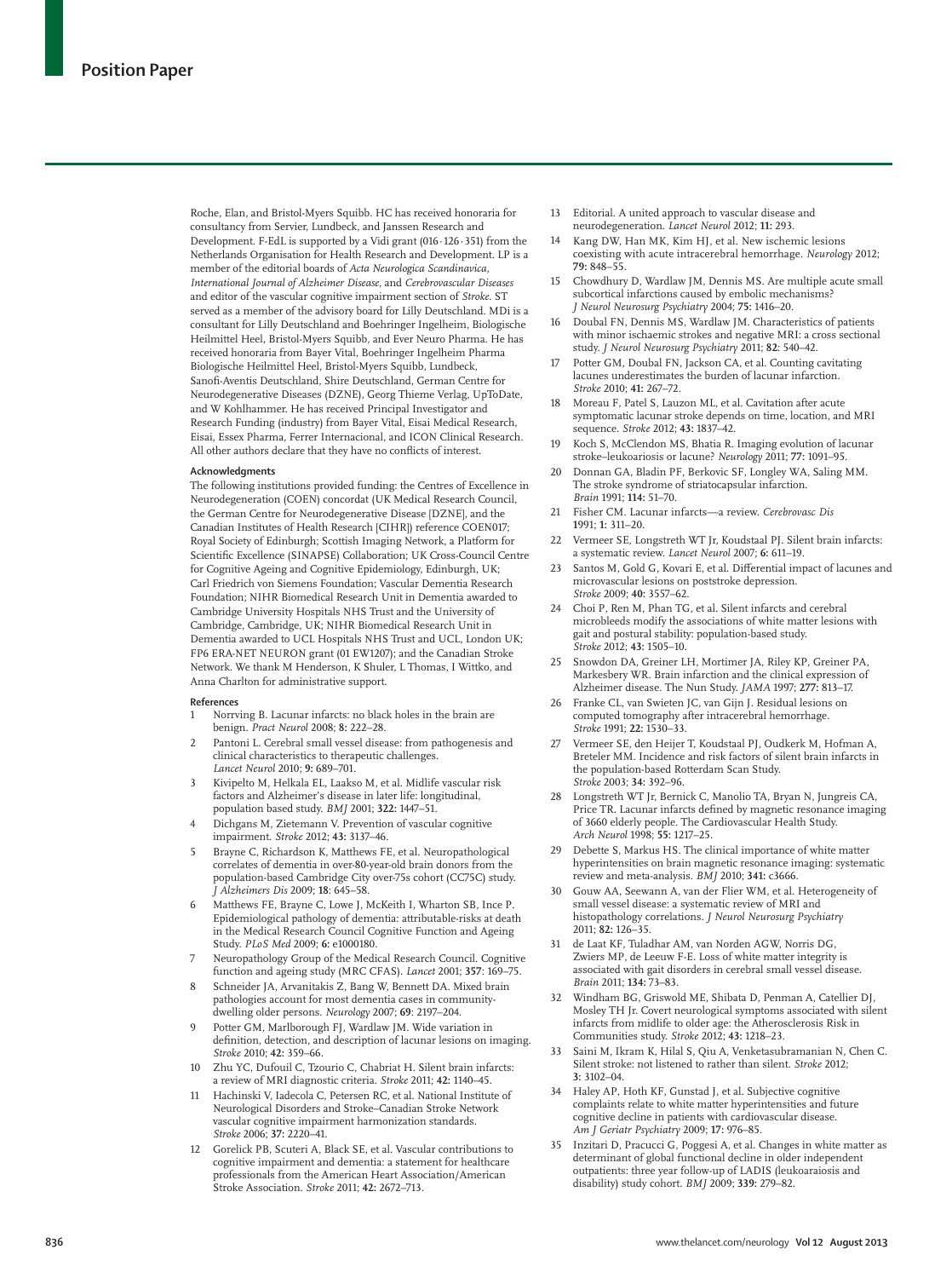Roche, Elan, and Bristol-Myers Squibb. HC has received honoraria for consultancy from Servier, Lundbeck, and Janssen Research and Development. F-EdL is supported by a Vidi grant (016·126·351) from the Netherlands Organisation for Health Research and Development. LP is a member of the editorial boards of *Acta Neurologica Scandinavica*, *International Journal of Alzheimer Disease*, and *Cerebrovascular Diseases* and editor of the vascular cognitive impairment section of *Stroke*. ST served as a member of the advisory board for Lilly Deutschland. MDi is a consultant for Lilly Deutschland and Boehringer Ingelheim, Biologische Heilmittel Heel, Bristol-Myers Squibb, and Ever Neuro Pharma. He has received honoraria from Bayer Vital, Boehringer Ingelheim Pharma Biologische Heilmittel Heel, Bristol-Myers Squibb, Lundbeck, Sanofi-Aventis Deutschland, Shire Deutschland, German Centre for Neurodegenerative Diseases (DZNE), Georg Thieme Verlag, UpToDate, and W Kohlhammer. He has received Principal Investigator and Research Funding (industry) from Bayer Vital, Eisai Medical Research, Eisai, Essex Pharma, Ferrer Internacional, and ICON Clinical Research. All other authors declare that they have no conflicts of interest.

#### Acknowledgments

The following institutions provided funding: the Centres of Excellence in Neurodegeneration (COEN) concordat (UK Medical Research Council, the German Centre for Neurodegenerative Disease [DZNE], and the Canadian Institutes of Health Research [CIHR]) reference COEN017; Royal Society of Edinburgh; Scottish Imaging Network, a Platform for Scientific Excellence (SINAPSE) Collaboration; UK Cross-Council Centre for Cognitive Ageing and Cognitive Epidemiology, Edinburgh, UK; Carl Friedrich von Siemens Foundation; Vascular Dementia Research Foundation; NIHR Biomedical Research Unit in Dementia awarded to Cambridge University Hospitals NHS Trust and the University of Cambridge, Cambridge, UK; NIHR Biomedical Research Unit in Dementia awarded to UCL Hospitals NHS Trust and UCL, London UK; FP6 ERA-NET NEURON grant (01 EW1207); and the Canadian Stroke Network. We thank M Henderson, K Shuler, L Thomas, I Wittko, and Anna Charlton for administrative support.

#### References

1. Norrving B. Lacunar infarcts: no black holes in the brain are benign. *Pract Neurol* 2008; **8:** 222–28.
2. Pantoni L. Cerebral small vessel disease: from pathogenesis and clinical characteristics to therapeutic challenges. *Lancet Neurol* 2010; **9:** 689–701.
3. Kivipelto M, Helkala EL, Laakso M, et al. Midlife vascular risk factors and Alzheimer's disease in later life: longitudinal, population based study. *BMJ* 2001; **322:** 1447–51.
4. Dichgans M, Zietemann V. Prevention of vascular cognitive impairment. *Stroke* 2012; **43:** 3137–46.
5. Brayne C, Richardson K, Matthews FE, et al. Neuropathological correlates of dementia in over-80-year-old brain donors from the population-based Cambridge City over-75s cohort (CC75C) study. *J Alzheimers Dis* 2009; **18**: 645–58.
6. Matthews FE, Brayne C, Lowe J, McKeith I, Wharton SB, Ince P. Epidemiological pathology of dementia: attributable-risks at death in the Medical Research Council Cognitive Function and Ageing Study. *PLoS Med* 2009; **6:** e1000180.
7. Neuropathology Group of the Medical Research Council. Cognitive function and ageing study (MRC CFAS). *Lancet* 2001; **357**: 169–75.
8. Schneider JA, Arvanitakis Z, Bang W, Bennett DA. Mixed brain pathologies account for most dementia cases in community-dwelling older persons. *Neurology* 2007; **69**: 2197–204.
9. Potter GM, Marlborough FJ, Wardlaw JM. Wide variation in definition, detection, and description of lacunar lesions on imaging. *Stroke* 2010; **42:** 359–66.
10. Zhu YC, Dufouil C, Tzourio C, Chabriat H. Silent brain infarcts: a review of MRI diagnostic criteria. *Stroke* 2011; **42:** 1140–45.
11. Hachinski V, Iadecola C, Petersen RC, et al. National Institute of Neurological Disorders and Stroke–Canadian Stroke Network vascular cognitive impairment harmonization standards. *Stroke* 2006; **37:** 2220–41.
12. Gorelick PB, Scuteri A, Black SE, et al. Vascular contributions to cognitive impairment and dementia: a statement for healthcare professionals from the American Heart Association/American Stroke Association. *Stroke* 2011; **42:** 2672–713.
13. Editorial. A united approach to vascular disease and neurodegeneration. *Lancet Neurol* 2012; **11:** 293.
14. Kang DW, Han MK, Kim HJ, et al. New ischemic lesions coexisting with acute intracerebral hemorrhage. *Neurology* 2012; **79:** 848–55.
15. Chowdhury D, Wardlaw JM, Dennis MS. Are multiple acute small subcortical infarctions caused by embolic mechanisms? *J Neurol Neurosurg Psychiatry* 2004; **75:** 1416–20.
16. Doubal FN, Dennis MS, Wardlaw JM. Characteristics of patients with minor ischaemic strokes and negative MRI: a cross sectional study. *J Neurol Neurosurg Psychiatry* 2011; **82**: 540–42.
17. Potter GM, Doubal FN, Jackson CA, et al. Counting cavitating lacunes underestimates the burden of lacunar infarction. *Stroke* 2010; **41:** 267–72.
18. Moreau F, Patel S, Lauzon ML, et al. Cavitation after acute symptomatic lacunar stroke depends on time, location, and MRI sequence. *Stroke* 2012; **43:** 1837–42.
19. Koch S, McClendon MS, Bhatia R. Imaging evolution of lacunar stroke–leukoariosis or lacune? *Neurology* 2011; **77:** 1091–95.
20. Donnan GA, Bladin PF, Berkovic SF, Longley WA, Saling MM. The stroke syndrome of striatocapsular infarction. *Brain* 1991; **114:** 51–70.
21. Fisher CM. Lacunar infarcts—a review. *Cerebrovasc Dis* 1991; **1:** 311–20.
22. Vermeer SE, Longstreth WT Jr, Koudstaal PJ. Silent brain infarcts: a systematic review. *Lancet Neurol* 2007; **6:** 611–19.
23. Santos M, Gold G, Kovari E, et al. Differential impact of lacunes and microvascular lesions on poststroke depression. *Stroke* 2009; **40:** 3557–62.
24. Choi P, Ren M, Phan TG, et al. Silent infarcts and cerebral microbleeds modify the associations of white matter lesions with gait and postural stability: population-based study. *Stroke* 2012; **43:** 1505–10.
25. Snowdon DA, Greiner LH, Mortimer JA, Riley KP, Greiner PA, Markesbery WR. Brain infarction and the clinical expression of Alzheimer disease. The Nun Study. *JAMA* 1997; **277:** 813–17.
26. Franke CL, van Swieten JC, van Gijn J. Residual lesions on computed tomography after intracerebral hemorrhage. *Stroke* 1991; **22:** 1530–33.
27. Vermeer SE, den Heijer T, Koudstaal PJ, Oudkerk M, Hofman A, Breteler MM. Incidence and risk factors of silent brain infarcts in the population-based Rotterdam Scan Study. *Stroke* 2003; **34:** 392–96.
28. Longstreth WT Jr, Bernick C, Manolio TA, Bryan N, Jungreis CA, Price TR. Lacunar infarcts defined by magnetic resonance imaging of 3660 elderly people. The Cardiovascular Health Study. *Arch Neurol* 1998; **55:** 1217–25.
29. Debette S, Markus HS. The clinical importance of white matter hyperintensities on brain magnetic resonance imaging: systematic review and meta-analysis. *BMJ* 2010; **341:** c3666.
30. Gouw AA, Seewann A, van der Flier WM, et al. Heterogeneity of small vessel disease: a systematic review of MRI and histopathology correlations. *J Neurol Neurosurg Psychiatry* 2011; **82:** 126–35.
31. de Laat KF, Tuladhar AM, van Norden AGW, Norris DG, Zwiers MP, de Leeuw F-E. Loss of white matter integrity is associated with gait disorders in cerebral small vessel disease. *Brain* 2011; **134:** 73–83.
32. Windham BG, Griswold ME, Shibata D, Penman A, Catellier DJ, Mosley TH Jr. Covert neurological symptoms associated with silent infarcts from midlife to older age: the Atherosclerosis Risk in Communities study. *Stroke* 2012; **43:** 1218–23.
33. Saini M, Ikram K, Hilal S, Qiu A, Venketasubramanian N, Chen C. Silent stroke: not listened to rather than silent. *Stroke* 2012; **3:** 3102–04.
34. Haley AP, Hoth KF, Gunstad J, et al. Subjective cognitive complaints relate to white matter hyperintensities and future cognitive decline in patients with cardiovascular disease. *Am J Geriatr Psychiatry* 2009; **17:** 976–85.
35. Inzitari D, Pracucci G, Poggesi A, et al. Changes in white matter as determinant of global functional decline in older independent outpatients: three year follow-up of LADIS (leukoaraiosis and disability) study cohort. *BMJ* 2009; **339:** 279–82.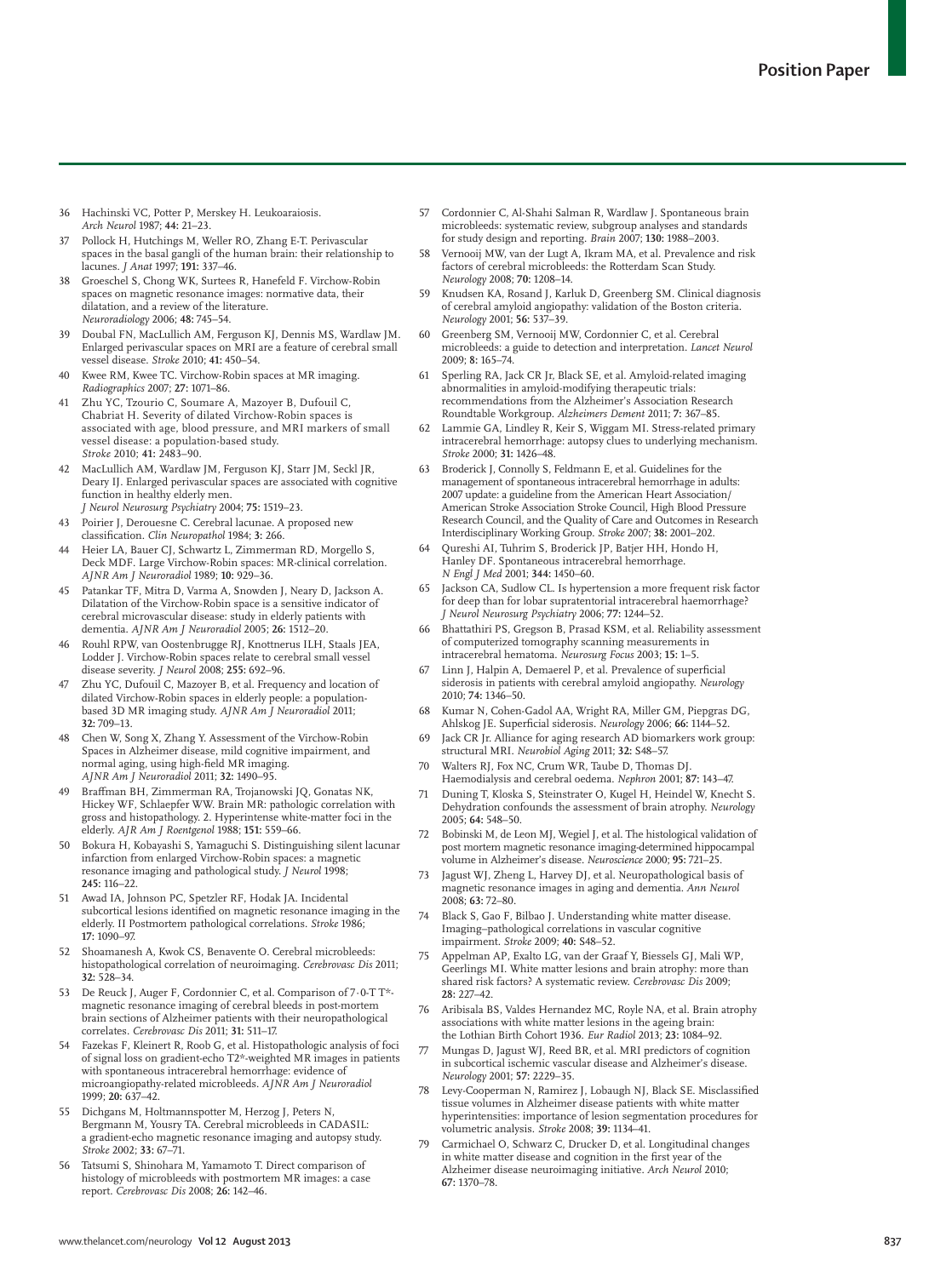36 Hachinski VC, Potter P, Merskey H. Leukoaraiosis. *Arch Neurol* 1987; **44:** 21–23.

37 Pollock H, Hutchings M, Weller RO, Zhang E-T. Perivascular spaces in the basal gangli of the human brain: their relationship to lacunes. *J Anat* 1997; **191:** 337–46.

38 Groeschel S, Chong WK, Surtees R, Hanefeld F. Virchow-Robin spaces on magnetic resonance images: normative data, their dilatation, and a review of the literature. *Neuroradiology* 2006; **48:** 745–54.

39 Doubal FN, MacLullich AM, Ferguson KJ, Dennis MS, Wardlaw JM. Enlarged perivascular spaces on MRI are a feature of cerebral small vessel disease. *Stroke* 2010; **41:** 450–54.

40 Kwee RM, Kwee TC. Virchow-Robin spaces at MR imaging. *Radiographics* 2007; **27:** 1071–86.

41 Zhu YC, Tzourio C, Soumare A, Mazoyer B, Dufouil C, Chabriat H. Severity of dilated Virchow-Robin spaces is associated with age, blood pressure, and MRI markers of small vessel disease: a population-based study. *Stroke* 2010; **41:** 2483–90.

42 MacLullich AM, Wardlaw JM, Ferguson KJ, Starr JM, Seckl JR, Deary IJ. Enlarged perivascular spaces are associated with cognitive function in healthy elderly men. *J Neurol Neurosurg Psychiatry* 2004; **75:** 1519–23.

43 Poirier J, Derouesne C. Cerebral lacunae. A proposed new classification. *Clin Neuropathol* 1984; **3:** 266.

44 Heier LA, Bauer CJ, Schwartz L, Zimmerman RD, Morgello S, Deck MDF. Large Virchow-Robin spaces: MR-clinical correlation. *AJNR Am J Neuroradiol* 1989; **10:** 929–36.

45 Patankar TF, Mitra D, Varma A, Snowden J, Neary D, Jackson A. Dilatation of the Virchow-Robin space is a sensitive indicator of cerebral microvascular disease: study in elderly patients with dementia. *AJNR Am J Neuroradiol* 2005; **26:** 1512–20.

46 Rouhl RPW, van Oostenbrugge RJ, Knottnerus ILH, Staals JEA, Lodder J. Virchow-Robin spaces relate to cerebral small vessel disease severity. *J Neurol* 2008; **255:** 692–96.

47 Zhu YC, Dufouil C, Mazoyer B, et al. Frequency and location of dilated Virchow-Robin spaces in elderly people: a population-based 3D MR imaging study. *AJNR Am J Neuroradiol* 2011; **32:** 709–13.

48 Chen W, Song X, Zhang Y. Assessment of the Virchow-Robin Spaces in Alzheimer disease, mild cognitive impairment, and normal aging, using high-field MR imaging. *AJNR Am J Neuroradiol* 2011; **32:** 1490–95.

49 Braffman BH, Zimmerman RA, Trojanowski JQ, Gonatas NK, Hickey WF, Schlaepfer WW. Brain MR: pathologic correlation with gross and histopathology. 2. Hyperintense white-matter foci in the elderly. *AJR Am J Roentgenol* 1988; **151:** 559–66.

50 Bokura H, Kobayashi S, Yamaguchi S. Distinguishing silent lacunar infarction from enlarged Virchow-Robin spaces: a magnetic resonance imaging and pathological study. *J Neurol* 1998; **245:** 116–22.

51 Awad IA, Johnson PC, Spetzler RF, Hodak JA. Incidental subcortical lesions identified on magnetic resonance imaging in the elderly. II Postmortem pathological correlations. *Stroke* 1986; **17:** 1090–97.

52 Shoamanesh A, Kwok CS, Benavente O. Cerebral microbleeds: histopathological correlation of neuroimaging. *Cerebrovasc Dis* 2011; **32:** 528–34.

53 De Reuck J, Auger F, Cordonnier C, et al. Comparison of 7·0-T T*-magnetic resonance imaging of cerebral bleeds in post-mortem brain sections of Alzheimer patients with their neuropathological correlates. *Cerebrovasc Dis* 2011; **31:** 511–17.

54 Fazekas F, Kleinert R, Roob G, et al. Histopathologic analysis of foci of signal loss on gradient-echo T2*-weighted MR images in patients with spontaneous intracerebral hemorrhage: evidence of microangiopathy-related microbleeds. *AJNR Am J Neuroradiol* 1999; **20:** 637–42.

55 Dichgans M, Holtmannspotter M, Herzog J, Peters N, Bergmann M, Yousry TA. Cerebral microbleeds in CADASIL: a gradient-echo magnetic resonance imaging and autopsy study. *Stroke* 2002; **33:** 67–71.

56 Tatsumi S, Shinohara M, Yamamoto T. Direct comparison of histology of microbleeds with postmortem MR images: a case report. *Cerebrovasc Dis* 2008; **26:** 142–46.

57 Cordonnier C, Al-Shahi Salman R, Wardlaw J. Spontaneous brain microbleeds: systematic review, subgroup analyses and standards for study design and reporting. *Brain* 2007; **130:** 1988–2003.

58 Vernooij MW, van der Lugt A, Ikram MA, et al. Prevalence and risk factors of cerebral microbleeds: the Rotterdam Scan Study. *Neurology* 2008; **70:** 1208–14.

59 Knudsen KA, Rosand J, Karluk D, Greenberg SM. Clinical diagnosis of cerebral amyloid angiopathy: validation of the Boston criteria. *Neurology* 2001; **56:** 537–39.

60 Greenberg SM, Vernooij MW, Cordonnier C, et al. Cerebral microbleeds: a guide to detection and interpretation. *Lancet Neurol* 2009; **8:** 165–74.

61 Sperling RA, Jack CR Jr, Black SE, et al. Amyloid-related imaging abnormalities in amyloid-modifying therapeutic trials: recommendations from the Alzheimer's Association Research Roundtable Workgroup. *Alzheimers Dement* 2011; **7:** 367–85.

62 Lammie GA, Lindley R, Keir S, Wiggam MI. Stress-related primary intracerebral hemorrhage: autopsy clues to underlying mechanism. *Stroke* 2000; **31:** 1426–48.

63 Broderick J, Connolly S, Feldmann E, et al. Guidelines for the management of spontaneous intracerebral hemorrhage in adults: 2007 update: a guideline from the American Heart Association/American Stroke Association Stroke Council, High Blood Pressure Research Council, and the Quality of Care and Outcomes in Research Interdisciplinary Working Group. *Stroke* 2007; **38:** 2001–202.

64 Qureshi AI, Tuhrim S, Broderick JP, Batjer HH, Hondo H, Hanley DF. Spontaneous intracerebral hemorrhage. *N Engl J Med* 2001; **344:** 1450–60.

65 Jackson CA, Sudlow CL. Is hypertension a more frequent risk factor for deep than for lobar supratentorial intracerebral haemorrhage? *J Neurol Neurosurg Psychiatry* 2006; **77:** 1244–52.

66 Bhattathiri PS, Gregson B, Prasad KSM, et al. Reliability assessment of computerized tomography scanning measurements in intracerebral hematoma. *Neurosurg Focus* 2003; **15:** 1–5.

67 Linn J, Halpin A, Demaerel P, et al. Prevalence of superficial siderosis in patients with cerebral amyloid angiopathy. *Neurology* 2010; **74:** 1346–50.

68 Kumar N, Cohen-Gadol AA, Wright RA, Miller GM, Piepgras DG, Ahlskog JE. Superficial siderosis. *Neurology* 2006; **66:** 1144–52.

69 Jack CR Jr. Alliance for aging research AD biomarkers work group: structural MRI. *Neurobiol Aging* 2011; **32:** S48–57.

70 Walters RJ, Fox NC, Crum WR, Taube D, Thomas DJ. Haemodialysis and cerebral oedema. *Nephron* 2001; **87:** 143–47.

71 Duning T, Kloska S, Steinstrater O, Kugel H, Heindel W, Knecht S. Dehydration confounds the assessment of brain atrophy. *Neurology* 2005; **64:** 548–50.

72 Bobinski M, de Leon MJ, Wegiel J, et al. The histological validation of post mortem magnetic resonance imaging-determined hippocampal volume in Alzheimer's disease. *Neuroscience* 2000; **95:** 721–25.

73 Jagust WJ, Zheng L, Harvey DJ, et al. Neuropathological basis of magnetic resonance images in aging and dementia. *Ann Neurol* 2008; **63:** 72–80.

74 Black S, Gao F, Bilbao J. Understanding white matter disease. Imaging–pathological correlations in vascular cognitive impairment. *Stroke* 2009; **40:** S48–52.

75 Appelman AP, Exalto LG, van der Graaf Y, Biessels GJ, Mali WP, Geerlings MI. White matter lesions and brain atrophy: more than shared risk factors? A systematic review. *Cerebrovasc Dis* 2009; **28:** 227–42.

76 Aribisala BS, Valdes Hernandez MC, Royle NA, et al. Brain atrophy associations with white matter lesions in the ageing brain: the Lothian Birth Cohort 1936. *Eur Radiol* 2013; **23:** 1084–92.

77 Mungas D, Jagust WJ, Reed BR, et al. MRI predictors of cognition in subcortical ischemic vascular disease and Alzheimer's disease. *Neurology* 2001; **57:** 2229–35.

78 Levy-Cooperman N, Ramirez J, Lobaugh NJ, Black SE. Misclassified tissue volumes in Alzheimer disease patients with white matter hyperintensities: importance of lesion segmentation procedures for volumetric analysis. *Stroke* 2008; **39:** 1134–41.

79 Carmichael O, Schwarz C, Drucker D, et al. Longitudinal changes in white matter disease and cognition in the first year of the Alzheimer disease neuroimaging initiative. *Arch Neurol* 2010; **67:** 1370–78.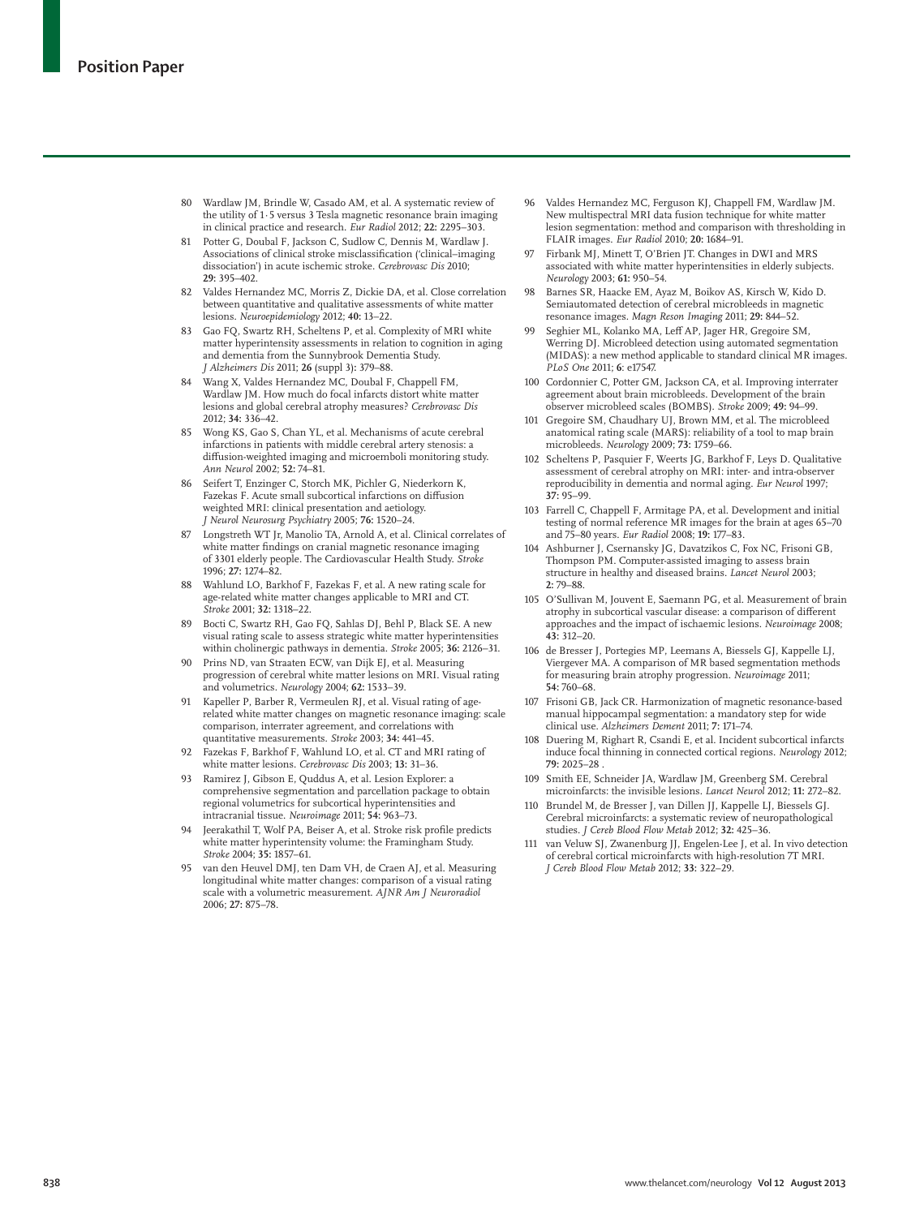80 Wardlaw JM, Brindle W, Casado AM, et al. A systematic review of the utility of 1·5 versus 3 Tesla magnetic resonance brain imaging in clinical practice and research. *Eur Radiol* 2012; **22:** 2295–303.

81 Potter G, Doubal F, Jackson C, Sudlow C, Dennis M, Wardlaw J. Associations of clinical stroke misclassification ('clinical–imaging dissociation') in acute ischemic stroke. *Cerebrovasc Dis* 2010; **29:** 395–402.

82 Valdes Hernandez MC, Morris Z, Dickie DA, et al. Close correlation between quantitative and qualitative assessments of white matter lesions. *Neuroepidemiology* 2012; **40:** 13–22.

83 Gao FQ, Swartz RH, Scheltens P, et al. Complexity of MRI white matter hyperintensity assessments in relation to cognition in aging and dementia from the Sunnybrook Dementia Study. *J Alzheimers Dis* 2011; **26** (suppl 3)**:** 379–88.

84 Wang X, Valdes Hernandez MC, Doubal F, Chappell FM, Wardlaw JM. How much do focal infarcts distort white matter lesions and global cerebral atrophy measures? *Cerebrovasc Dis* 2012; **34:** 336–42.

85 Wong KS, Gao S, Chan YL, et al. Mechanisms of acute cerebral infarctions in patients with middle cerebral artery stenosis: a diffusion-weighted imaging and microemboli monitoring study. *Ann Neurol* 2002; **52:** 74–81.

86 Seifert T, Enzinger C, Storch MK, Pichler G, Niederkorn K, Fazekas F. Acute small subcortical infarctions on diffusion weighted MRI: clinical presentation and aetiology. *J Neurol Neurosurg Psychiatry* 2005; **76:** 1520–24.

87 Longstreth WT Jr, Manolio TA, Arnold A, et al. Clinical correlates of white matter findings on cranial magnetic resonance imaging of 3301 elderly people. The Cardiovascular Health Study. *Stroke* 1996; **27:** 1274–82.

88 Wahlund LO, Barkhof F, Fazekas F, et al. A new rating scale for age-related white matter changes applicable to MRI and CT. *Stroke* 2001; **32:** 1318–22.

89 Bocti C, Swartz RH, Gao FQ, Sahlas DJ, Behl P, Black SE. A new visual rating scale to assess strategic white matter hyperintensities within cholinergic pathways in dementia. *Stroke* 2005; **36:** 2126–31.

90 Prins ND, van Straaten ECW, van Dijk EJ, et al. Measuring progression of cerebral white matter lesions on MRI. Visual rating and volumetrics. *Neurology* 2004; **62:** 1533–39.

91 Kapeller P, Barber R, Vermeulen RJ, et al. Visual rating of age-related white matter changes on magnetic resonance imaging: scale comparison, interrater agreement, and correlations with quantitative measurements. *Stroke* 2003; **34:** 441–45.

92 Fazekas F, Barkhof F, Wahlund LO, et al. CT and MRI rating of white matter lesions. *Cerebrovasc Dis* 2003; **13:** 31–36.

93 Ramirez J, Gibson E, Quddus A, et al. Lesion Explorer: a comprehensive segmentation and parcellation package to obtain regional volumetrics for subcortical hyperintensities and intracranial tissue. *Neuroimage* 2011; **54:** 963–73.

94 Jeerakathil T, Wolf PA, Beiser A, et al. Stroke risk profile predicts white matter hyperintensity volume: the Framingham Study. *Stroke* 2004; **35:** 1857–61.

95 van den Heuvel DMJ, ten Dam VH, de Craen AJ, et al. Measuring longitudinal white matter changes: comparison of a visual rating scale with a volumetric measurement. *AJNR Am J Neuroradiol* 2006; **27:** 875–78.

96 Valdes Hernandez MC, Ferguson KJ, Chappell FM, Wardlaw JM. New multispectral MRI data fusion technique for white matter lesion segmentation: method and comparison with thresholding in FLAIR images. *Eur Radiol* 2010; **20:** 1684–91.

97 Firbank MJ, Minett T, O'Brien JT. Changes in DWI and MRS associated with white matter hyperintensities in elderly subjects. *Neurology* 2003; **61:** 950–54.

98 Barnes SR, Haacke EM, Ayaz M, Boikov AS, Kirsch W, Kido D. Semiautomated detection of cerebral microbleeds in magnetic resonance images. *Magn Reson Imaging* 2011; **29:** 844–52.

99 Seghier ML, Kolanko MA, Leff AP, Jager HR, Gregoire SM, Werring DJ. Microbleed detection using automated segmentation (MIDAS): a new method applicable to standard clinical MR images. *PLoS One* 2011; **6**: e17547.

100 Cordonnier C, Potter GM, Jackson CA, et al. Improving interrater agreement about brain microbleeds. Development of the brain observer microbleed scales (BOMBS). *Stroke* 2009; **49:** 94–99.

101 Gregoire SM, Chaudhary UJ, Brown MM, et al. The microbleed anatomical rating scale (MARS): reliability of a tool to map brain microbleeds. *Neurology* 2009; **73:** 1759–66.

102 Scheltens P, Pasquier F, Weerts JG, Barkhof F, Leys D. Qualitative assessment of cerebral atrophy on MRI: inter- and intra-observer reproducibility in dementia and normal aging. *Eur Neurol* 1997; **37:** 95–99.

103 Farrell C, Chappell F, Armitage PA, et al. Development and initial testing of normal reference MR images for the brain at ages 65–70 and 75–80 years. *Eur Radiol* 2008; **19:** 177–83.

104 Ashburner J, Csernansky JG, Davatzikos C, Fox NC, Frisoni GB, Thompson PM. Computer-assisted imaging to assess brain structure in healthy and diseased brains. *Lancet Neurol* 2003; **2:** 79–88.

105 O'Sullivan M, Jouvent E, Saemann PG, et al. Measurement of brain atrophy in subcortical vascular disease: a comparison of different approaches and the impact of ischaemic lesions. *Neuroimage* 2008; **43:** 312–20.

106 de Bresser J, Portegies MP, Leemans A, Biessels GJ, Kappelle LJ, Viergever MA. A comparison of MR based segmentation methods for measuring brain atrophy progression. *Neuroimage* 2011; **54:** 760–68.

107 Frisoni GB, Jack CR. Harmonization of magnetic resonance-based manual hippocampal segmentation: a mandatory step for wide clinical use. *Alzheimers Dement* 2011; **7:** 171–74.

108 Duering M, Righart R, Csandi E, et al. Incident subcortical infarcts induce focal thinning in connected cortical regions. *Neurology* 2012; **79:** 2025–28 .

109 Smith EE, Schneider JA, Wardlaw JM, Greenberg SM. Cerebral microinfarcts: the invisible lesions. *Lancet Neurol* 2012; **11:** 272–82.

110 Brundel M, de Bresser J, van Dillen JJ, Kappelle LJ, Biessels GJ. Cerebral microinfarcts: a systematic review of neuropathological studies. *J Cereb Blood Flow Metab* 2012; **32:** 425–36.

111 van Veluw SJ, Zwanenburg JJ, Engelen-Lee J, et al. In vivo detection of cerebral cortical microinfarcts with high-resolution 7T MRI. *J Cereb Blood Flow Metab* 2012; **33:** 322–29.